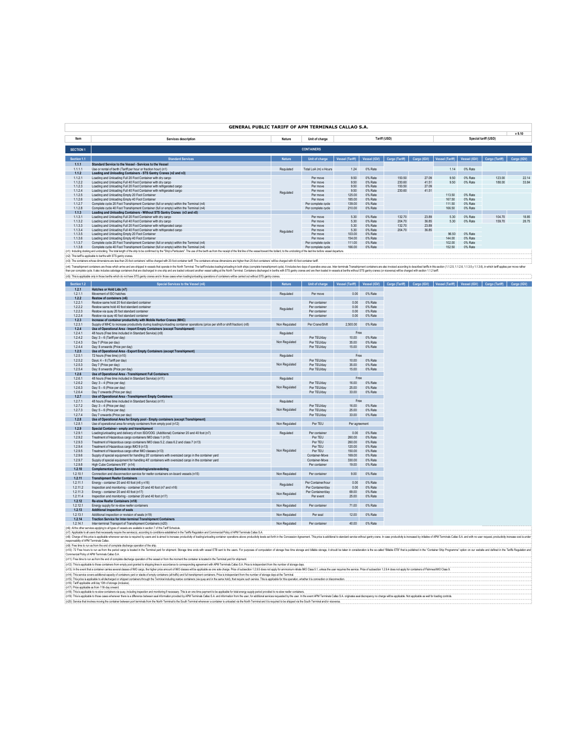# GENERAL PUBLIC TARIFF OF APM TERMINALS CALLAO S.A.

v 9.10

| Item | Services description | Nature | Unit of charge | Tariff (USD) | | | | Special tariff (USD) | | | |
|---|---|---|---|---|---|---|---|---|---|---|---|
| **SECTION 1** | **CONTAINERS** | | | | | | | | | | |
| **Section 1.1** | **Standard Services** | **Nature** | **Unit of charge** | **Vessel (Tariff)** | **Vessel (IGV)** | **Cargo (Tariff)** | **Cargo (IGV)** | **Vessel (Tariff)** | **Vessel (IGV)** | **Cargo (Tariff)** | **Cargo (IGV)** |
| **1.1.1** | **Standard Service to the Vessel - Services to the Vessel** | | | | | | | | | | |
| 1.1.1.1 | Use or rental of berth (Tariff per hour or fraction hour) (n1) | Regulated | Total LoA (m) x Hours | 1.24 | 0% Rate | | | 1.14 | 0% Rate | | |
| **1.1.2** | **Loading and Unloading Containers - STS Gantry Cranes (n2 and n3)** | | | | | | | | | | |
| 1.1.2.1 | Loading and Unloading Full 20 Foot Container with dry cargo | Regulated | Per move | 9.50 | 0% Rate | 150.50 | 27.09 | 9.50 | 0% Rate | 123.00 | 22.14 |
| 1.1.2.2 | Loading and Unloading Full 40 Foot Container with dry cargo | | Per move | 9.50 | 0% Rate | 230.60 | 41.51 | 9.50 | 0% Rate | 188.00 | 33.84 |
| 1.1.2.3 | Loading and Unloading Full 20 Foot Container with refrigerated cargo | | Per move | 9.50 | 0% Rate | 150.50 | 27.09 | | | | |
| 1.1.2.4 | Loading and Unloading Full 40 Foot Container with refrigerated cargo | | Per move | 9.50 | 0% Rate | 230.60 | 41.51 | | | | |
| 1.1.2.5 | Loading and Unloading Empty 20 Foot Container | | Per move | 125.00 | 0% Rate | | | 113.50 | 0% Rate | | |
| 1.1.2.6 | Loading and Unloading Empty 40 Foot Container | | Per move | 185.00 | 0% Rate | | | 167.50 | 0% Rate | | |
| 1.1.2.7 | Complete cycle 20 Foot Transhipment Container (full or empty) within the Terminal (n4) | | Per complete cycle | 139.00 | 0% Rate | | | 111.50 | 0% Rate | | |
| 1.1.2.8 | Complete cycle 40 Foot Transhipment Container (full or empty) within the Terminal (n4) | | Per complete cycle | 210.00 | 0% Rate | | | 166.50 | 0% Rate | | |
| **1.1.3** | **Loading and Unloading Containers - Without STS Gantry Cranes (n3 and n5)** | | | | | | | | | | |
| 1.1.3.1 | Loading and Unloading Full 20 Foot Container with dry cargo | Regulated | Per move | 5.30 | 0% Rate | 132.70 | 23.89 | 5.30 | 0% Rate | 104.70 | 18.85 |
| 1.1.3.2 | Loading and Unloading Full 40 Foot Container with dry cargo | | Per move | 5.30 | 0% Rate | 204.70 | 36.85 | 5.30 | 0% Rate | 159.70 | 28.75 |
| 1.1.3.3 | Loading and Unloading Full 20 Foot Container with refrigerated cargo | | Per move | 5.30 | 0% Rate | 132.70 | 23.89 | | | | |
| 1.1.3.4 | Loading and Unloading Full 40 Foot Container with refrigerated cargo | | Per move | 5.30 | 0% Rate | 204.70 | 36.85 | | | | |
| 1.1.3.5 | Loading and Unloading Empty 20 Foot Container | | Per move | 103.00 | 0% Rate | | | 96.50 | 0% Rate | | |
| 1.1.3.6 | Loading and Unloading Empty 40 Foot Container | | Per move | 154.00 | 0% Rate | | | 144.00 | 0% Rate | | |
| 1.1.3.7 | Complete cycle 20 Foot Transhipment Container (full or empty) within the Terminal (n4) | | Per complete cycle | 111.00 | 0% Rate | | | 102.00 | 0% Rate | | |
| 1.1.3.8 | Complete cycle 40 Foot Transhipment Container (full or empty) within the Terminal (n4) | | Per complete cycle | 166.00 | 0% Rate | | | 152.50 | 0% Rate | | |

(n1): Including docking and undocking. The total length of the ship to be confirmed by the "Ship's Particulars". The use of the berth as from the receipt of the first line of the vessel toward the bollard, to the undocking of the last line before vessel departure.

(n2): This tariff is applicable to berths with STS gantry cranes.

(n3): The containers whose dimensions are less than 20-foot containers' will be charged with 20-foot container tariff. The containers whose dimensions are higher than 20-foot containers' will be charged with 40-foot container tariff.

(n4): Transhipment containers are those which arrive and are shipped in vessels that operate in the North Terminal. The tariff includes loading/unloading in both ships (complete transhipment cycle). It includes free two days of operative area use. Inter-terminals Transhipment containers are also invoiced according to described tariffs in this section (1.1.2.5, 1.1.2.6, 1.1.3.5 y 1.1.3.6), in which tariff applies per move rather than per complete cycle. It also includes cabotage containers that are discharged in one ship and are loaded onboard another vessel calling at the North Terminal. Containers discharged in berths with STS gantry cranes and are then loaded in vessels at berths without STS gantry cranes (or viceversa) will be charged with section 1.1.2 tariff.

(n5): This is applicable only in those berths which do not have STS gantry cranes and in those cases when loading/unloading operations of containers will be carried out without STS gantry cranes.

| Item | Services description | Nature | Unit of charge | Vessel (Tariff) | Vessel (IGV) | Cargo (Tariff) | Cargo (IGV) | Vessel (Tariff) | Vessel (IGV) | Cargo (Tariff) | Cargo (IGV) |
|---|---|---|---|---|---|---|---|---|---|---|---|
| **Section 1.2** | **Special Services to the Vessel (n6)** | **Nature** | **Unit of charge** | **Vessel (Tariff)** | **Vessel (IGV)** | **Cargo (Tariff)** | **Cargo (IGV)** | **Vessel (Tariff)** | **Vessel (IGV)** | **Cargo (Tariff)** | **Cargo (IGV)** |
| **1.2.1** | **Hatches or Hold Lids (n7)** | | | | | | | | | | |
| 1.2.1.1 | Movement of ISO hatches | Regulated | Per move | 0.00 | 0% Rate | | | | | | |
| **1.2.2** | **Restow of containers (n6)** | | | | | | | | | | |
| 1.2.2.1 | Restow same hold 20 foot standard container | Regulated | Per container | 0.00 | 0% Rate | | | | | | |
| 1.2.2.2 | Restow same hold 40 foot standard container | | Per container | 0.00 | 0% Rate | | | | | | |
| 1.2.2.3 | Restow via quay 20 foot standard container | | Per container | 0.00 | 0% Rate | | | | | | |
| 1.2.2.4 | Restow via quay 40 foot standard container | | Per container | 0.00 | 0% Rate | | | | | | |
| **1.2.3** | **Increase of container productivity with Mobile Harbor Cranes (MHC)** | | | | | | | | | | |
| 1.2.3.1 | Supply of MHC to increase productivity during loading/unloading container operations (price per shift or shift fraction) (n8) | Non Regulated | Per Crane/Shift | 2,500.00 | 0% Rate | | | | | | |
| **1.2.4** | **Use of Operational Area - Import Empty Containers (except Transhipment)** | | | | | | | | | | |
| 1.2.4.1 | 48 hours (Free time included in Standard Service) (n9) | Regulated | | Free | | | | | | | |
| 1.2.4.2 | Day: 3 – 6 (Tariff per day) | Non Regulated | Per TEU/day | 10.00 | 0% Rate | | | | | | |
| 1.2.4.3 | Day 7 (Price per day) | | Per TEU/day | 35.00 | 0% Rate | | | | | | |
| 1.2.4.4 | Day: 8 onwards (Price per day) | | Per TEU/day | 15.00 | 0% Rate | | | | | | |
| **1.2.5** | **Use of Operational Area - Export Empty Containers (except Transhipment)** | | | | | | | | | | |
| 1.2.5.1 | 72 hours (Free time) (n10) | Regulated | | Free | | | | | | | |
| 1.2.5.2 | Days: 4 – 6 (Tariff per day) | Non Regulated | Per TEU/day | 10.00 | 0% Rate | | | | | | |
| 1.2.5.3 | Day 7 (Price per day) | | Per TEU/day | 35.00 | 0% Rate | | | | | | |
| 1.2.5.4 | Day: 8 onwards (Price per day) | | Per TEU/day | 15.00 | 0% Rate | | | | | | |
| **1.2.6** | **Use of Operational Area - Transhipment Full Containers** | | | | | | | | | | |
| 1.2.6.1 | 48 hours (Free time included in Standard Service) (n11) | Regulated | | Free | | | | | | | |
| 1.2.6.2 | Day: 3 – 4 (Price per day) | Non Regulated | Per TEU/day | 16.00 | 0% Rate | | | | | | |
| 1.2.6.3 | Day: 5 – 6 (Price per day) | | Per TEU/day | 25.00 | 0% Rate | | | | | | |
| 1.2.6.4 | Day 7 onwards (Price per day) | | Per TEU/day | 33.00 | 0% Rate | | | | | | |
| **1.2.7** | **Use of Operational Area - Transhipment Empty Containers** | | | | | | | | | | |
| 1.2.7.1 | 48 hours (Free time included in Standard Service) (n11) | Regulated | | Free | | | | | | | |
| 1.2.7.2 | Day: 3 – 4 (Price per day) | Non Regulated | Per TEU/day | 16.00 | 0% Rate | | | | | | |
| 1.2.7.3 | Day: 5 – 6 (Price per day) | | Per TEU/day | 25.00 | 0% Rate | | | | | | |
| 1.2.7.4 | Day 7 onwards (Price per day) | | Per TEU/day | 33.00 | 0% Rate | | | | | | |
| **1.2.8** | **Use of Operational Area for Empty pool - Empty containers (except Transhipment)** | | | | | | | | | | |
| 1.2.8.1 | Use of operational area for empty containers from empty pool (n12) | Non Regulated | Per TEU | Per agreement | | | | | | | |
| **1.2.9** | **Special Container - empty and transhipment** | | | | | | | | | | |
| 1.2.9.1 | Loading/unloading and delivery of non ISO/OOG (Additional) Container 20 and 40 foot (n7) | Regulated | Per container | 0.00 | 0% Rate | | | | | | |
| 1.2.9.2 | Treatment of Hazardous cargo containers IMO class 1 (n13) | Non Regulated | Per TEU | 260.00 | 0% Rate | | | | | | |
| 1.2.9.3 | Treatment of Hazardous cargo containers IMO class 5.2, class 6.2 and class 7 (n13) | | Per TEU | 260.00 | 0% Rate | | | | | | |
| 1.2.9.4 | Treatment of Hazardous cargo IMO 9 (n13) | | Per TEU | 120.00 | 0% Rate | | | | | | |
| 1.2.9.5 | Treatment of Hazardous cargo other IMO classes (n13) | | Per TEU | 150.00 | 0% Rate | | | | | | |
| 1.2.9.6 | Supply of special equipment for handling 20' containers with oversized cargo in the container yard | | Container-Move | 169.00 | 0% Rate | | | | | | |
| 1.2.9.7 | Supply of special equipment for handling 40' containers with oversized cargo in the container yard | | Container-Move | 330.00 | 0% Rate | | | | | | |
| 1.2.9.8 | High Cube Containers 9'6" (n14) | | Per container | 19.00 | 0% Rate | | | | | | |
| **1.2.10** | **Complementary Services to stevedoring/unstevedoring** | | | | | | | | | | |
| 1.2.10.1 | Connection and disconnection service for reefer containers on-board vessels (n15) | Non Regulated | Per container | 9.00 | 0% Rate | | | | | | |
| **1.2.11** | **Transhipment Reefer Containers** | | | | | | | | | | |
| 1.2.11.1 | Energy - container 20 and 40 foot (n6 y n16) | Regulated | Per Container/hour | 0.00 | 0% Rate | | | | | | |
| 1.2.11.2 | Inspection and monitoring - container 20 and 40 foot (n7 and n16) | | Per Container/day | 0.00 | 0% Rate | | | | | | |
| 1.2.11.3 | Energy - container 20 and 40 foot (n17) | Non Regulated | Per Container/day | 69.00 | 0% Rate | | | | | | |
| 1.2.11.4 | Inspection and monitoring - container 20 and 40 foot (n17) | | Per event | 25.00 | 0% Rate | | | | | | |
| **1.2.12** | **Re-stow Reefer Containers (n18)** | | | | | | | | | | |
| 1.2.12.1 | Energy supply for re-stow reefer containers | Non Regulated | Per container | 71.00 | 0% Rate | | | | | | |
| **1.2.13** | **Additional inspection of seals** | | | | | | | | | | |
| 1.2.13.1 | Additional inspection or revision of seals (n19) | Non Regulated | Per seal | 12.00 | 0% Rate | | | | | | |
| **1.2.14** | **Traction Service for Inter-terminal Transhipment Containers** | | | | | | | | | | |
| 1.2.14.1 | Inter-terminal Transport of Transhipment Containers (n20) | Non Regulated | Per container | 40.00 | 0% Rate | | | | | | |

(n6): All the other services applying to all types of vessels are available in section 7 of this Tariff Schedule.

(n7): Applicable to all users that necessarily require the service(s), according to conditions established in the Tariffs Regulation and Commercial Policy of APM Terminals Callao S.A.

(n8): Charge of this price is applicable whenever service is required by users and is aimed to increase productivity of loading/unloading container operations above productivity levels set forth in the Concession Agreement. This price is additional to standard service without gantry crane. In case productivity is increased by initiative of APM Terminals Callao S.A. and with no user request, productivity increase cost is under responsability of APM Terminals Callao.

(n9): Free time to run as from the end of complete discharge operation of the ship.

(n10): 72 Free hours to run as from the period cargo is located in the Terminal yard for shipment. Storage time ends with vessel ETB sent to the users. For purposes of computation of storage free time storage and billable storage, it should be taken in consideration is the so-called "Billable ETB" that is published in the "Container Ship Programme" option on our website and defined in the Tariffs Regulation and Commercial Policy of APM Terminals Callao S.A.

(n11): Free time to run as from the end of complete discharge operation of the vessel or from the moment the container is located in the Terminal yard for shipment.

(n12): This is applicable to those containers from empty pool granted to shipping lines in accordance to corresponding agreement with APM Terminals Callao S.A. Price is independent from the number of storage days.

(n13): In the event that a container carries several classes of IMO cargo, the higher price amount of IMO classes will be applicable as one sole charge. Price of subsection 1.2.9.5 does not apply for ammonium nitrate IMO Class 5.1, unless the user requires the service. Price of subsection 1.2.9.4 does not apply for containers of Fishmeal IMO Class 9.

(n14): This service covers additional capacity of containers yard or stacks of empty containers (all traffic) and full transhipment containers. Price is independent from the number of storage days at the Terminal.

(n15): This price is applicable to all discharged or shipped containers through the Terminal including restow containers (via quay and in the same hold), that require such service. This is applicable for this operation, whether it is connection or disconnection.

(n16): Tariff applicable until day 10th of storage (inclusive).

(n17): Price applicable as from 11th day onward.

(n18): This is applicable to re-stow containers via quay, including inspection and monitoring if necessary. This is an one time payment to be applicable for total energy supply period provided to re-stow reefer containers.

(n19): This is applicable to those cases whenever there is a difference between seal information provided by APM Terminals Callao S.A. and information from the user, for additional services requested by the user. In the event APM Terminals Callao S.A. originates seal discrepancy no charge will be applicable. Not applicable as well for loading controls.

(n20): Service that involves moving the container between port terminals from the North Terminal to the South Terminal whenever a container is unloaded via the North Terminal and it is required to be shipped via the South Terminal and/or viceversa.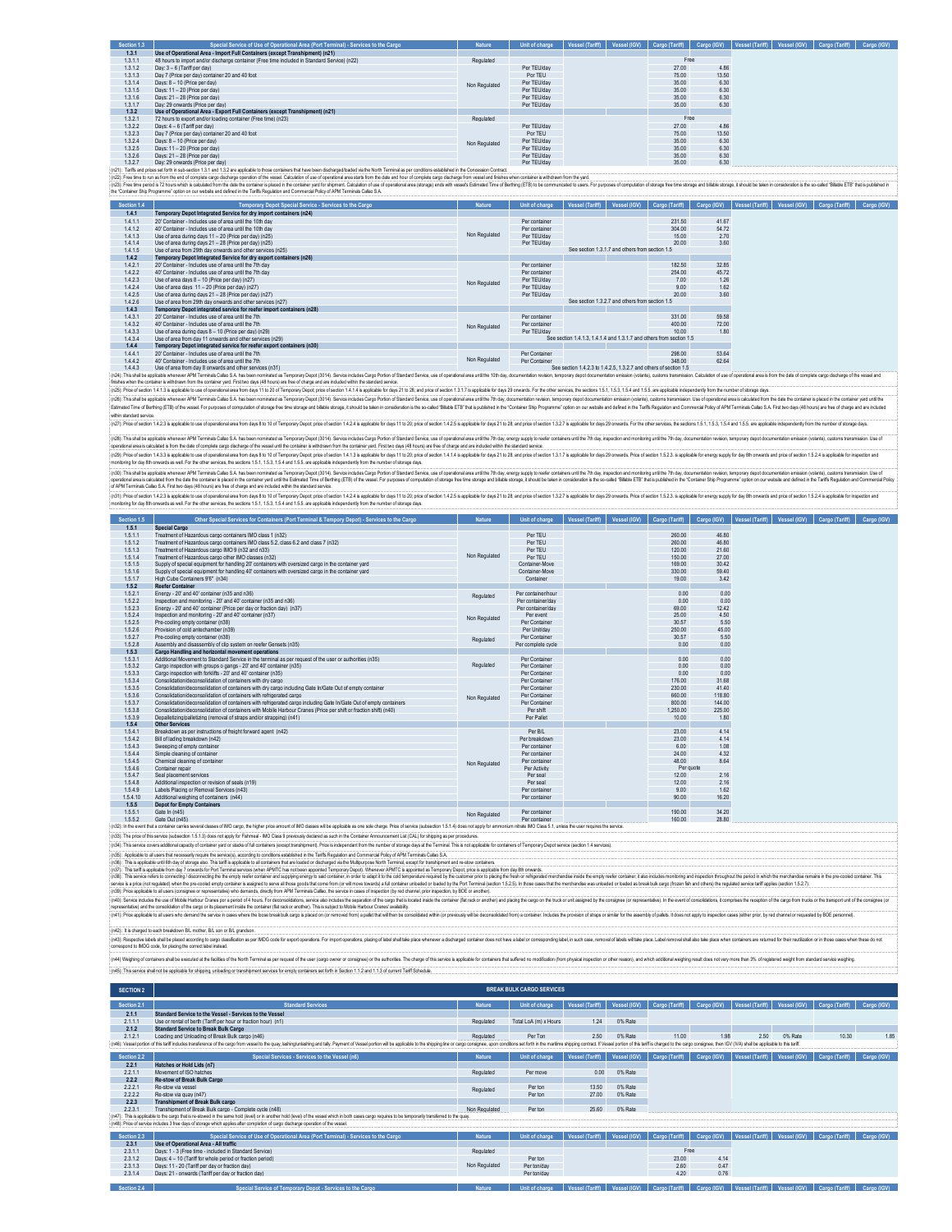| Section 1.3 | Special Service of Use of Operational Area (Port Terminal) - Services to the Cargo | Nature | Unit of charge | Vessel (Tariff) | Vessel (IGV) | Cargo (Tariff) | Cargo (IGV) | Vessel (Tariff) | Vessel (IGV) | Cargo (Tariff) | Cargo (IGV) |
|---|---|---|---|---|---|---|---|---|---|---|---|
| 1.3.1 | Use of Operational Area - Import Full Containers (except Transhipment) (n21) | | | | | | | | | | |
| 1.3.1.1 | 48 hours to import and/or discharge container (Free time included in Standard Service) (n22) | Regulated | | | | Free | | | | | |
| 1.3.1.2 | Day: 3 – 6 (Tariff per day) | Non Regulated | Per TEU/day | | | 27.00 | 4.86 | | | | |
| 1.3.1.3 | Day 7 (Price per day) container 20 and 40 foot | | Por TEU | | | 75.00 | 13.50 | | | | |
| 1.3.1.4 | Days: 8 – 10 (Price per day) | | Per TEU/day | | | 35.00 | 6.30 | | | | |
| 1.3.1.5 | Days: 11 – 20 (Price per day) | | Per TEU/day | | | 35.00 | 6.30 | | | | |
| 1.3.1.6 | Days: 21 – 28 (Price per day) | | Per TEU/day | | | 35.00 | 6.30 | | | | |
| 1.3.1.7 | Day: 29 onwards (Price per day) | | Per TEU/day | | | 35.00 | 6.30 | | | | |
| 1.3.2 | Use of Operational Area - Export Full Containers (except Transhipment) (n21) | | | | | | | | | | |
| 1.3.2.1 | 72 hours to export and/or loading container (Free time) (n23) | Regulated | | | | Free | | | | | |
| 1.3.2.2 | Days: 4 – 6 (Tariff per day) | Non Regulated | Per TEU/day | | | 27.00 | 4.86 | | | | |
| 1.3.2.3 | Day 7 (Price per day) container 20 and 40 foot | | Por TEU | | | 75.00 | 13.50 | | | | |
| 1.3.2.4 | Days: 8 – 10 (Price per day) | | Per TEU/day | | | 35.00 | 6.30 | | | | |
| 1.3.2.5 | Days: 11 – 20 (Price per day) | | Per TEU/day | | | 35.00 | 6.30 | | | | |
| 1.3.2.6 | Days: 21 – 28 (Price per day) | | Per TEU/day | | | 35.00 | 6.30 | | | | |
| 1.3.2.7 | Day: 29 onwards (Price per day) | | Per TEU/day | | | 35.00 | 6.30 | | | | |

(n21): Tariffs and prices set forth in sub-section 1.3.1 and 1.3.2 are applicable to those containers that have been discharged/loaded via the North Terminal as per conditions established in the Concession Contract.

(n22): Free time to run as from the end of complete cargo discharge operation of the vessel. Calculation of use of operational area starts from the date and hour of complete cargo discharge from vessel and finishes when container is withdrawn from the yard.

(n23): Free time period is 72 hours which is calculated from the date the container is placed in the container yard for shipment. Calculation of use of operational area (storage) ends with vessel's Estimated Time of Berthing (ETB) to be communicated to users. For purposes of computation of storage free time storage and billable storage, it should be taken in consideration is the so-called "Billable ETB" that is published in the "Container Ship Programme" option on our website and defined in the Tariffs Regulation and Commercial Policy of APM Terminals Callao S.A.

| Section 1.4 | Temporary Depot Special Service - Services to the Cargo | Nature | Unit of charge | Vessel (Tariff) | Vessel (IGV) | Cargo (Tariff) | Cargo (IGV) | Vessel (Tariff) | Vessel (IGV) | Cargo (Tariff) | Cargo (IGV) |
|---|---|---|---|---|---|---|---|---|---|---|---|
| 1.4.1 | Temporary Depot Integrated Service for dry import containers (n24) | | | | | | | | | | |
| 1.4.1.1 | 20' Container - Includes use of area until the 10th day | Non Regulated | Per container | | | 231.50 | 41.67 | | | | |
| 1.4.1.2 | 40' Container - Includes use of area until the 10th day | | Per container | | | 304.00 | 54.72 | | | | |
| 1.4.1.3 | Use of area during days 11 – 20 (Price per day) (n25) | | Per TEU/day | | | 15.00 | 2.70 | | | | |
| 1.4.1.4 | Use of area during days 21 – 28 (Price per day) (n25) | | Per TEU/day | | | 20.00 | 3.60 | | | | |
| 1.4.1.5 | Use of area from 29th day onwards and other services (n25) | | | See section 1.3.1.7 and others from section 1.5 | | | | | | | |
| 1.4.2 | Temporary Depot Integrated Service for dry export containers (n26) | | | | | | | | | | |
| 1.4.2.1 | 20' Container - Includes use of area until the 7th day | Non Regulated | Per container | | | 182.50 | 32.85 | | | | |
| 1.4.2.2 | 40' Container - Includes use of area until the 7th day | | Per container | | | 254.00 | 45.72 | | | | |
| 1.4.2.3 | Use of area days 8 – 10 (Price per day) (n27) | | Per TEU/day | | | 7.00 | 1.26 | | | | |
| 1.4.2.4 | Use of area days 11 – 20 (Price per day) (n27) | | Per TEU/day | | | 9.00 | 1.62 | | | | |
| 1.4.2.5 | Use of area during days 21 – 28 (Price per day) (n27) | | Per TEU/day | | | 20.00 | 3.60 | | | | |
| 1.4.2.6 | Use of area from 29th day onwards and other services (n27) | | | See section 1.3.2.7 and others from section 1.5 | | | | | | | |
| 1.4.3 | Temporary Depot integrated service for reefer import containers (n28) | | | | | | | | | | |
| 1.4.3.1 | 20' Container - Includes use of area until the 7th | Non Regulated | Per container | | | 331.00 | 59.58 | | | | |
| 1.4.3.2 | 40' Container - Includes use of area until the 7th | | Per container | | | 400.00 | 72.00 | | | | |
| 1.4.3.3 | Use of area during days 8 – 10 (Price per day) (n29) | | Per TEU/day | | | 10.00 | 1.80 | | | | |
| 1.4.3.4 | Use of area from day 11 onwards and other services (n29) | | | See section 1.4.1.3, 1.4.1.4 and 1.3.1.7 and others from section 1.5 | | | | | | | |
| 1.4.4 | Temporary Depot integrated service for reefer export containers (n30) | | | | | | | | | | |
| 1.4.4.1 | 20' Container - Includes use of area until the 7th | Non Regulated | Per Container | | | 298.00 | 53.64 | | | | |
| 1.4.4.2 | 40' Container - Includes use of area until the 7th | | Per Container | | | 348.00 | 62.64 | | | | |
| 1.4.4.3 | Use of area from day 8 onwards and other services (n31) | | | See section 1.4.2.3 to 1.4.2.5, 1.3.2.7 and others of section 1.5 | | | | | | | |

(n24): This shall be applicable whenever APM Terminals Callao S.A. has been nominated as Temporary Depot (3014). Service includes Cargo Portion of Standard Service, use of operational area until the 10th day, documentation revision, temporary depot documentation emission (volante), customs transmission. Calculation of use of operational area is from the date of complete cargo discharge of the vessel and finishes when the container is withdrawn from the container yard. First two days (48 hours) are free of charge and are included within the standard service.

(n25): Price of section 1.4.1.3 is applicable to use of operational area from days 11 to 20 of Temporary Depot; price of section 1.4.1.4 is applicable for days 21 to 28; and price of section 1.3.1.7 is applicable for day 29 onwards. For the other services, the sections 1.5.1, 1.5.3, 1.5.4 and 1.5.5. are applicable independently from the number of storage days.

(n26): This shall be applicable whenever APM Terminals Callao S.A. has been nominated as Temporary Depot (3014). Service includes Cargo Portion of Standard Service, use of operational area until the 7th day, documentation revision, temporary depot documentation emission (volante), customs transmission. Use of operational area is calculated from the date the container is placed in the container yard until the Estimated Time of Berthing (ETB) of the vessel. For purposes of computation of storage free time storage and billable storage, it should be taken in consideration is the so-called "Billable ETB" that is published in the "Container Ship Programme" option on our website and defined in the Tariffs Regulation and Commercial Policy of APM Terminals Callao S.A. First two days (48 hours) are free of charge and are included within standard service.

(n27): Price of section 1.4.2.3 is applicable to use of operational area from days 8 to 10 of Temporary Depot; price of section 1.4.2.4 is applicable for days 11 to 20; price of section 1.4.2.5 is applicable for days 21 to 28; and price of section 1.3.2.7 is applicable for days 29 onwards. For the other services, the sections 1.5.1, 1.5.3, 1.5.4 and 1.5.5. are applicable independently from the number of storage days.

(n28): This shall be applicable whenever APM Terminals Callao S.A. has been nominated as Temporary Depot (3014). Service includes Cargo Portion of Standard Service, use of operational area until the 7th day, energy supply to reefer containers until the 7th day, inspection and monitoring until the 7th day, documentation revision, temporary depot documentation emission (volante), customs transmission. Use of operational area is calculated from the date of complete cargo discharge of the vessel until the container is withdrawn from the container yard. First two days (48 hours) are free of charge and are included within the standard service.

(n29): Price of section 1.4.3.3 is applicable to use of operational area from days 8 to 10 of Temporary Depot; price of section 1.4.1.3 is applicable for days 11 to 20; price of section 1.4.1.4 is applicable for days 21 to 28; and price of section 1.3.1.7 is applicable for days 29 onwards. Price of section 1.5.2.3. is applicable for energy supply for day 8th onwards and price of section 1.5.2.4 is applicable for inspection and monitoring for day 8th onwards as well. For the other services, the sections 1.5.1, 1.5.3, 1.5.4 and 1.5.5. are applicable independently from the number of storage days.

(n30): This shall be applicable whenever APM Terminals Callao S.A. has been nominated as Temporary Depot (3014). Service includes Cargo Portion of Standard Service, use of operational area until the 7th day, energy supply to reefer containers until the 7th day, inspection and monitoring until the 7th day, documentation revision, temporary depot documentation emission (volante), customs transmission. Use of operational area is calculated from the date the container is placed in the container yard until the Estimated Time of Berthing (ETB) of the vessel. For purposes of computation of storage free time storage and billable storage, it should be taken in consideration is the so-called "Billable ETB" that is published in the "Container Ship Programme" option on our website and defined in the Tariffs Regulation and Commercial Policy of APM Terminals Callao S.A. First two days (48 hours) are free of charge and are included within the standard service.

(n31): Price of section 1.4.2.3 is applicable to use of operational area from days 8 to 10 of Temporary Depot; price of section 1.4.2.4 is applicable for days 11 to 20; price of section 1.4.2.5 is applicable for days 21 to 28; and price of section 1.3.2.7 is applicable for days 29 onwards. Price of section 1.5.2.3. is applicable for energy supply for day 8th onwards and price of section 1.5.2.4 is applicable for inspection and monitoring for day 8th onwards as well. For the other services, the sections 1.5.1, 1.5.3, 1.5.4 and 1.5.5. are applicable independently from the number of storage days.

| Section 1.5 | Other Special Services for Containers (Port Terminal & Tempory Depot) - Services to the Cargo | Nature | Unit of charge | Vessel (Tariff) | Vessel (IGV) | Cargo (Tariff) | Cargo (IGV) | Vessel (Tariff) | Vessel (IGV) | Cargo (Tariff) | Cargo (IGV) |
|---|---|---|---|---|---|---|---|---|---|---|---|
| 1.5.1 | Special Cargo | | | | | | | | | | |
| 1.5.1.1 | Treatment of Hazardous cargo containers IMO class 1 (n32) | Non Regulated | Per TEU | | | 260.00 | 46.80 | | | | |
| 1.5.1.2 | Treatment of Hazardous cargo containers IMO class 5.2, class 6.2 and class 7 (n32) | | Per TEU | | | 260.00 | 46.80 | | | | |
| 1.5.1.3 | Treatment of Hazardous cargo IMO 9 (n32 and n33) | | Per TEU | | | 120.00 | 21.60 | | | | |
| 1.5.1.4 | Treatment of Hazardous cargo other IMO classes (n32) | | Per TEU | | | 150.00 | 27.00 | | | | |
| 1.5.1.5 | Supply of special equipment for handling 20' containers with oversized cargo in the container yard | | Container-Move | | | 169.00 | 30.42 | | | | |
| 1.5.1.6 | Supply of special equipment for handling 40' containers with oversized cargo in the container yard | | Container-Move | | | 330.00 | 59.40 | | | | |
| 1.5.1.7 | High Cube Containers 9'6" (n34) | | Container | | | 19.00 | 3.42 | | | | |
| 1.5.2 | Reefer Container | | | | | | | | | | |
| 1.5.2.1 | Energy - 20' and 40' container (n35 and n36) | Regulated | Per container/hour | | | 0.00 | 0.00 | | | | |
| 1.5.2.2 | Inspection and monitoring - 20' and 40' container (n35 and n36) | | Per container/day | | | 0.00 | 0.00 | | | | |
| 1.5.2.3 | Energy - 20' and 40' container (Price per day or fraction day) (n37) | Non Regulated | Per container/day | | | 69.00 | 12.42 | | | | |
| 1.5.2.4 | Inspection and monitoring - 20' and 40' container (n37) | | Per event | | | 25.00 | 4.50 | | | | |
| 1.5.2.5 | Pre-cooling empty container (n38) | | Per Container | | | 30.57 | 5.50 | | | | |
| 1.5.2.6 | Provision of cold antechamber (n39) | | Per Unit/day | | | 250.00 | 45.00 | | | | |
| 1.5.2.7 | Pre-cooling empty container (n38) | Regulated | Per Container | | | 30.57 | 5.50 | | | | |
| 1.5.2.8 | Assembly and disassembly of clip system on reefer Gensets (n35) | | Per complete cycle | | | 0.00 | 0.00 | | | | |
| 1.5.3 | Cargo Handling and horizontal movement operations | | | | | | | | | | |
| 1.5.3.1 | Additional Movement to Standard Service in the terminal as per request of the user or authorities (n35) | Regulated | Per Container | | | 0.00 | 0.00 | | | | |
| 1.5.3.2 | Cargo inspection with groups o gangs - 20' and 40' container (n35) | | Per Container | | | 0.00 | 0.00 | | | | |
| 1.5.3.3 | Cargo inspection with forklifts - 20' and 40' container (n35) | | Per Container | | | 0.00 | 0.00 | | | | |
| 1.5.3.4 | Consolidation/deconsolidation of containers with dry cargo | Non Regulated | Per Container | | | 176.00 | 31.68 | | | | |
| 1.5.3.5 | Consolidation/deconsolidation of containers with dry cargo including Gate In/Gate Out of empty container | | Per Container | | | 230.00 | 41.40 | | | | |
| 1.5.3.6 | Consolidation/deconsolidation of containers with refrigerated cargo | | Per Container | | | 660.00 | 118.80 | | | | |
| 1.5.3.7 | Consolidation/deconsolidation of containers with refrigerated cargo including Gate In/Gate Out of empty containers | | Per Container | | | 800.00 | 144.00 | | | | |
| 1.5.3.8 | Consolidation/deconsolidation of containers with Mobile Harbour Cranes (Price per shift or fraction shift) (n40) | | Per shift | | | 1,250.00 | 225.00 | | | | |
| 1.5.3.9 | Depalletizing/palletizing (removal of straps and/or strapping) (n41) | | Per Pallet | | | 10.00 | 1.80 | | | | |
| 1.5.4 | Other Services | | | | | | | | | | |
| 1.5.4.1 | Breakdown as per instructions of freight forward agent (n42) | Non Regulated | Per B/L | | | 23.00 | 4.14 | | | | |
| 1.5.4.2 | Bill of lading breakdown (n42) | | Per breakdown | | | 23.00 | 4.14 | | | | |
| 1.5.4.3 | Sweeping of empty container | | Per container | | | 6.00 | 1.08 | | | | |
| 1.5.4.4 | Simple cleaning of container | | Per container | | | 24.00 | 4.32 | | | | |
| 1.5.4.5 | Chemical cleaning of container | | Per container | | | 48.00 | 8.64 | | | | |
| 1.5.4.6 | Container repair | | Per Activity | | | Per quote | | | | | |
| 1.5.4.7 | Seal placement services | | Per seal | | | 12.00 | 2.16 | | | | |
| 1.5.4.8 | Additional inspection or revision of seals (n19) | | Per seal | | | 12.00 | 2.16 | | | | |
| 1.5.4.9 | Labels Placing or Removal Services (n43) | | Per container | | | 9.00 | 1.62 | | | | |
| 1.5.4.10 | Additional weighing of containers (n44) | | Per container | | | 90.00 | 16.20 | | | | |
| 1.5.5 | Depot for Empty Containers | | | | | | | | | | |
| 1.5.5.1 | Gate In (n45) | Non Regulated | Per container | | | 190.00 | 34.20 | | | | |
| 1.5.5.2 | Gate Out (n45) | | Per container | | | 160.00 | 28.80 | | | | |

(n32): In the event that a container carries several classes of IMO cargo, the higher price amount of IMO classes will be applicable as one sole charge. Price of service (subsection 1.5.1.4) does not apply for ammonium nitrate IMO Class 5.1, unless the user requires the service.

(n33): The price of this service (subsection 1.5.1.3) does not apply for Fishmeal - IMO Class 9 previously declared as such in the Container Announcement List (CAL) for shipping as per procedures.

(n34): This service covers additional capacity of container yard or stacks of full containers (except transhipment). Price is independent from the number of storage days at the Terminal. This is not applicable for containers of Temporary Depot service (section 1.4 services).

(n35): Applicable to all users that request the service(s), according to conditions established in the Tariffs Regulation and Commercial Policy of APM Terminals Callao S.A.

(n36): This is applicable until 6th day of storage also. This tariff is applicable to all containers that are loaded or discharged via the Multipurpose North Terminal, except for transhipment and re-stow containers.

(n37): This tariff is applicable from day 7 onwards for Port Terminal services (when APMTC has not been appointed Temporary Depot). Whenever APMTC is appointed as Temporary Depot, price is applicable from day 8th onwards.

(n38): This service refers to connecting / disconnecting the the empty reefer container and supplying energy to said container, in order to adapt it to the cold temperature required by the customer prior to placing the fresh or refrigerated merchandise inside the empty reefer container; it also includes monitoring and inspection throughout the period in which the merchandise remains in the pre-cooled container. This service is a price (not regulated) when the pre-cooled empty container is assigned to serve all those goods that come from (or will move towards) a full container unloaded or loaded by the Port Terminal (section 1.5.2.5). In those cases that the merchandise was unloaded or loaded as break bulk cargo (frozen fish and others) the regulated service tariff applies (section 1.5.2.7).

(n39): Price applicable to all users (consignees or representative) who demands, directly from APM Terminals Callao, the service in cases of inspection (by red channel, prior inspection, by BOE or another).

(n40): Service includes the use of Mobile Harbour Cranes por a period of 4 hours. For deconsolidations, service also includes the separation of the cargo that is located inside the container (flat rack or another) and placing the cargo on the truck or unit assigned by the consignee (or representative). In the event of consolidations, it comprises the reception of the cargo from trucks or the transport unit of the consignee (or representative) and the consolidation of the cargo or its placement inside the container (flat rack or another). This is subject to Mobile Harbour Cranes' availability.

(n41): Price applicable to all users who demand the service in cases where the loose break bulk cargo is placed on (or removed from) a pallet that will then be consolidated within (or previously will be deconsolidated from) a container. Includes the provision of straps or similar for the assembly of pallets. It does not apply to inspection cases (either prior, by red channel or requested by BOE personnel).

(n42): It is charged to each breakdown B/L mother, B/L son or B/L grandson .

(n43): Respective labels shall be placed according to cargo classification as per IMDG code for export operations. For import operations, placing of label shall take place whenever a discharged container does not have a label or corresponding label, in such case, removal of labels will take place. Label removal shall also take place when containers are returned for their reutilization or in those cases when these do not correspond to IMDG code, for placing the correct label instead.

(n44): Weighing of containers shall be executed at the facilities of the North Terminal as per request of the user (cargo owner or consignee) or the authorities. The charge of this service is applicable for containers that suffered no modification (from physical inspection or other reason), and which additional weighing result does not vary more than 3% of registered weight from standard service weighing.

(n45): This service shall not be applicable for shipping, unloading or transhipment services for empty containers set forth in Section 1.1.2 and 1.1.3 of current Tariff Schedule.

## SECTION 2 — BREAK BULK CARGO SERVICES

| Section 2.1 | Standard Services | Nature | Unit of charge | Vessel (Tariff) | Vessel (IGV) | Cargo (Tariff) | Cargo (IGV) | Vessel (Tariff) | Vessel (IGV) | Cargo (Tariff) | Cargo (IGV) |
|---|---|---|---|---|---|---|---|---|---|---|---|
| 2.1.1 | Standard Service to the Vessel - Services to the Vessel | | | | | | | | | | |
| 2.1.1.1 | Use or rental of berth (Tariff per hour or fraction hour) (n1) | Regulated | Total LoA (m) x Hours | 1.24 | 0% Rate | | | | | | |
| 2.1.2 | Standard Service to Break Bulk Cargo | | | | | | | | | | |
| 2.1.2.1 | Loading and Unloading of Break Bulk cargo (n46) | Regulated | Per Ton | 2.50 | 0% Rate | 11.00 | 1.98 | 2.50 | 0% Rate | 10.30 | 1.85 |

(n46): Vessel portion of this tariff includes transference of the cargo from vessel to the quay, lashing/unlashing and tally. Payment of Vessel portion will be applicable to the shipping line or cargo consignee, upon conditions set forth in the maritime shipping contract. If Vessel portion of this tariff is charged to the cargo consignee, then IGV (VAT) shall be applicable to this tariff.

| Section 2.2 | Special Services - Services to the Vessel (n6) | Nature | Unit of charge | Vessel (Tariff) | Vessel (IGV) | Cargo (Tariff) | Cargo (IGV) | Vessel (Tariff) | Vessel (IGV) | Cargo (Tariff) | Cargo (IGV) |
|---|---|---|---|---|---|---|---|---|---|---|---|
| 2.2.1 | Hatches or Hold Lids (n7) | | | | | | | | | | |
| 2.2.1.1 | Movement of ISO hatches | Regulated | Per move | 0.00 | 0% Rate | | | | | | |
| 2.2.2 | Re-stow of Break Bulk Cargo | | | | | | | | | | |
| 2.2.2.1 | Re-stow via vessel | Regulated | Per ton | 13.50 | 0% Rate | | | | | | |
| 2.2.2.2 | Re-stow via quay (n47) | | Per ton | 27.00 | 0% Rate | | | | | | |
| 2.2.3 | Transhipment of Break Bulk cargo | | | | | | | | | | |
| 2.2.3.1 | Transhipment of Break Bulk cargo - Complete cycle (n48) | Non Regulated | Per ton | 25.60 | 0% Rate | | | | | | |

(n47): This is applicable to the cargo that is re-stowed in the same hold (level) or in another hold (level) of the vessel which in both cases cargo requires to be temporarily transferred to the quay.

(n48): Price of service includes 3 free days of storage which applies after completion of cargo discharge operation of the vessel.

| Section 2.3 | Special Service of Use of Operational Area (Port Terminal) - Services to the Cargo | Nature | Unit of charge | Vessel (Tariff) | Vessel (IGV) | Cargo (Tariff) | Cargo (IGV) | Vessel (Tariff) | Vessel (IGV) | Cargo (Tariff) | Cargo (IGV) |
|---|---|---|---|---|---|---|---|---|---|---|---|
| 2.3.1 | Use of Operational Area - All traffic | | | | | | | | | | |
| 2.3.1.1 | Days: 1 – 3 (Free time - included in Standard Service) | Regulated | | | | Free | | | | | |
| 2.3.1.2 | Days: 4 – 10 (Tariff for whole period or fraction period) | Non Regulated | Per ton | | | 23.00 | 4.14 | | | | |
| 2.3.1.3 | Days: 11 - 20 (Tariff per day or fraction day) | | Per ton/day | | | 2.60 | 0.47 | | | | |
| 2.3.1.4 | Days: 21 - onwards (Tariff per day or fraction day) | | Per ton/day | | | 4.20 | 0.76 | | | | |

| Section 2.4 | Special Service of Temporary Depot - Services to the Cargo | Nature | Unit of charge | Vessel (Tariff) | Vessel (IGV) | Cargo (Tariff) | Cargo (IGV) | Vessel (Tariff) | Vessel (IGV) | Cargo (Tariff) | Cargo (IGV) |
|---|---|---|---|---|---|---|---|---|---|---|---|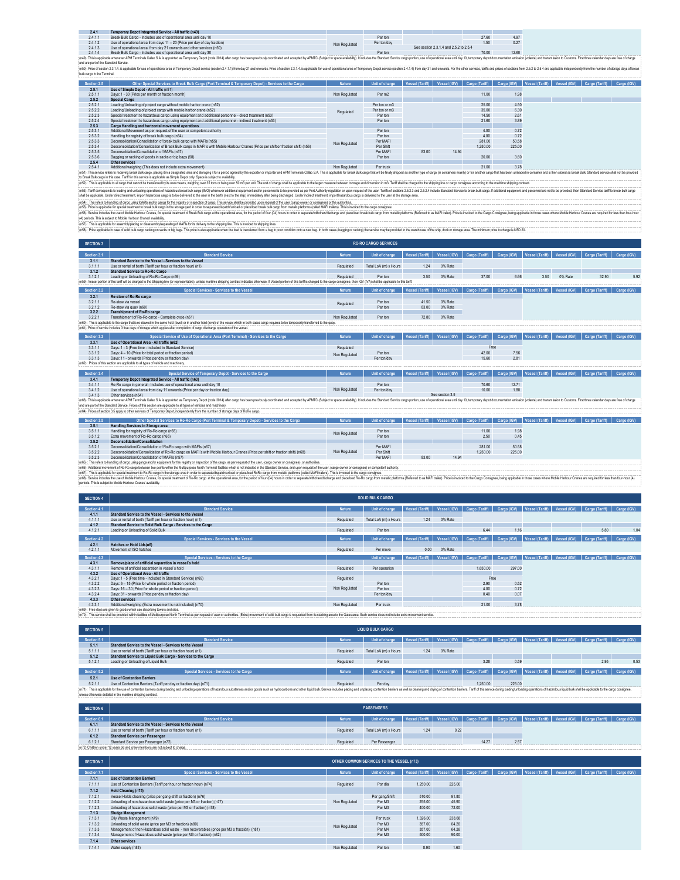| 2.4.1 | Temporary Depot Integrated Service - All traffic (n49) | | | | | | |
|---|---|---|---|---|---|---|---|
| 2.4.1.1 | Break Bulk Cargo - Includes use of operational area until day 10 | Non Regulated | Per ton | | | 27.60 | 4.97 |
| 2.4.1.2 | Use of operational area from days 11 – 20 (Price per day of day fraction) | | Per ton/day | | | 1.50 | 0.27 |
| 2.4.1.3 | Use of operational area from day 21 onwards and other services (n50) | | | See section 2.3.1.4 and 2.5.2 to 2.5.4 | | | |
| 2.4.1.4 | Break Bulk Cargo - Includes use of operational area until day 30 | | Per ton | | | 70.00 | 12.60 |

(n49): This is applicable whenever APM Terminals Callao S.A. is appointed as Temporary Depot (code 3014) after cargo has been previously coordinated and accepted by APMTC (Subject to space availability). It includes the Standard Service cargo portion, use of operational area until day 10, temporary depot documentation emission (volante) and transmission to Customs. First three calendar days are free of charge and are part of the Standard Service.

(n50): Price of section 2.3.1.4. is applicable for use of operational area of Temporary Depot service (section 2.4.1.1) from day 21 and onwards. Price of section 2.3.1.4. is applicable for use of operational area of Temporary Depot service (section 2.4.1.4) from day 31 and onwards. For the other services, tariffs and prices of sections from 2.5.2 to 2.5.4 are applicable independently from the number of storage days of break bulk cargo in the Terminal.

| Section 2.5 | Other Special Services to Break Bulk Cargo (Port Terminal & Temporary Depot) - Services to the Cargo | Nature | Unit of charge | Vessel (Tariff) | Vessel (IGV) | Cargo (Tariff) | Cargo (IGV) | Vessel (Tariff) | Vessel (IGV) | Cargo (Tariff) | Cargo (IGV) |
|---|---|---|---|---|---|---|---|---|---|---|---|
| 2.5.1 | Use of Simple Depot - All traffic (n51) | | | | | | | | | | |
| 2.5.1.1 | Days: 1 - 30 (Price per month or fraction month) | Non Regulated | Per m2 | | | 11.00 | 1.98 | | | | |
| 2.5.2 | Special Cargo | | | | | | | | | | |
| 2.5.2.1 | Loading/Unloading of project cargo without mobile harbor crane (n52) | Regulated | Per ton or m3 | | | 25.00 | 4.50 | | | | |
| 2.5.2.2 | Loading/Unloading of project cargo with mobile harbor crane (n52) | | Per ton or m3 | | | 35.00 | 6.30 | | | | |
| 2.5.2.3 | Special treatment to hazardous cargo using equipment and additional personnel - direct treatment (n53) | | Per ton | | | 14.50 | 2.61 | | | | |
| 2.5.2.4 | Special treatment to hazardous cargo using equipment and additional personnel - indirect treatment (n53) | | Per ton | | | 21.60 | 3.89 | | | | |
| 2.5.3 | Cargo Handling and horizontal movement operations | | | | | | | | | | |
| 2.5.3.1 | Additional Movement as per request of the user or competent authority | Non Regulated | Per ton | | | 4.00 | 0.72 | | | | |
| 2.5.3.2 | Handling for registry of break bulk cargo (n54) | | Per ton | | | 4.00 | 0.72 | | | | |
| 2.5.3.3 | Deconsolidation/Consolidation of break bulk cargo with MAFIs (n55) | | Per MAFI | | | 281.00 | 50.58 | | | | |
| 2.5.3.4 | Desconsolidation/Consolidation of Break Bulk cargo in MAFI's with Mobile Harbour Cranes (Price per shift or fraction shift) (n56) | | Per Shift | | | 1,250.00 | 225.00 | | | | |
| 2.5.3.5 | Deconsolidation/Consolidation of MAFIs (n57) | | Per MAFI | 83.00 | 14.94 | | | | | | |
| 2.5.3.6 | Bagging or racking of goods in sacks or big bags (58) | | Per ton | | | 20.00 | 3.60 | | | | |
| 2.5.4 | Other services | | | | | | | | | | |
| 2.5.4.1 | Additional weighing (This does not include extra movement) | Non Regulated | Per truck | | | 21.00 | 3.78 | | | | |

(n51): This service refers to receiving Break Bulk cargo, placing it in a designated area and storaging it for a period agreed by the exporter or importer and APM Terminals Callao S.A. This is applicable for Break Bulk cargo that will be finally shipped as another type of cargo (in containers mainly) or for another cargo that has been unloaded in container and is then stored as Break Bulk. Standard service shall not be provided to Break Bulk cargo in this case. Tariff for this service is applicable as Simple Depot only. Space is subject to availability.

(n52): This is applicable to all cargo that cannot be transferred by its own means, weighing over 35 tons or being over 50 m3 per unit. The unit of charge shall be applicable to the larger measure between tonnage and dimension in m3. Tariff shall be charged to the shipping line or cargo consignee according to the maritime shipping contract.

(n53): Tariff corresponds to loading and unloading operations of hazardous break bulk cargo (IMO) whenever additional equipment and/or personnel is to be provided as per Port Authority regulation or upon request of the user. Tariffs of sections 2.5.2.3 and 2.5.2.4 include Standard Service to break bulk cargo. If additional equipment and personnel are not to be provided, then Standard Service tariff to break bulk cargo shall be applicable. Under direct treatment, import hazardous cargo is to be delivered to the user in the berth (next to the ship) immediately after being discharged. Under indirect treatment, import hazardous cargo is delivered to the user at the storage area.

(n54): This refers to handling of cargo using forklifts and/or gangs for the registry or inspection of cargo. This service shall be provided upon request of the user (cargo owner or consignee) or the authorities.

(n55): Price is applicable for special treatment to break bulk cargo in the storage yard in order to separate/dispatch/unload or place/load break bulk cargo from metallic platforms (called MAFI trailers). This is invoiced to the cargo consignee.

(n56): Service includes the use of Mobile Harbour Cranes, for special treatment of Break Bulk cargo at the operational area, for the period of four (04) hours in order to separate/withdraw/discharge and place/load break bulk cargo from metallic platforms (Referred to as MAFI trailer). Price is invoiced to the Cargo Consignee, being applicable in those cases where Mobile Harbour Cranes are required for less than four-hour (4) periods. This is subject to Mobile Harbour Cranes' availability.

(n57): This is applicable for assembly/placing or disassembly/separating of MAFIs for its delivery to the shipping line. This is invoiced to shipping lines.

(n58): Price applicable in case of solid bulk cargo racking on sacks or big bags. This price is also applicable when the load is transferred from a bag in poor condition onto a new bag. In both cases (bagging or racking) the service may be provided in the warehouse of the ship, dock or storage area. The minimum price to charge is USD 20.

## SECTION 3 — RO-RO CARGO SERVICES

| Section 3.1 | Standard Service | Nature | Unit of charge | Vessel (Tariff) | Vessel (IGV) | Cargo (Tariff) | Cargo (IGV) | Vessel (Tariff) | Vessel (IGV) | Cargo (Tariff) | Cargo (IGV) |
|---|---|---|---|---|---|---|---|---|---|---|---|
| 3.1.1 | Standard Service to the Vessel - Services to the Vessel | | | | | | | | | | |
| 3.1.1.1 | Use or rental of berth (Tariff per hour or fraction hour) (n1) | Regulated | Total LoA (m) x Hours | 1.24 | 0% Rate | | | | | | |
| 3.1.2 | Standard Service to Ro-Ro Cargo | | | | | | | | | | |
| 3.1.2.1 | Loading or Unloading of Ro-Ro Cargo (n59) | Regulated | Per ton | 3.50 | 0% Rate | 37.00 | 6.66 | 3.50 | 0% Rate | 32.90 | 5.92 |

(n59): Vessel portion of this tariff will be charged to the Shipping line (or representative), unless maritime shipping contract indicates otherwise. If Vessel portion of this tariff is charged to the cargo consignee, then IGV (VAT) shall be applicable to this tariff.

| Section 3.2 | Special Services - Services to the Vessel | Nature | Unit of charge | Vessel (Tariff) | Vessel (IGV) | Cargo (Tariff) | Cargo (IGV) | Vessel (Tariff) | Vessel (IGV) | Cargo (Tariff) | Cargo (IGV) |
|---|---|---|---|---|---|---|---|---|---|---|---|
| 3.2.1 | Re-stow of Ro-Ro cargo | | | | | | | | | | |
| 3.2.1.1 | Re-stow via vessel | Regulated | Per ton | 41.50 | 0% Rate | | | | | | |
| 3.2.1.2 | Re-stow via quay (n60) | | Per ton | 83.00 | 0% Rate | | | | | | |
| 3.2.2 | Transhipment of Ro-Ro cargo | | | | | | | | | | |
| 3.2.2.1 | Transhipment of Ro-Ro cargo - Complete cycle (n61) | Non Regulated | Per ton | 72.80 | 0% Rate | | | | | | |

(n60): This is applicable to the cargo that is re-stowed in the same hold (level) or in another hold (level) of the vessel which in both cases cargo requires to be temporarily transferred to the quay.

(n61): Price of service includes 3 free days of storage which applies after completion of cargo discharge operation of the vessel.

| Section 3.3 | Special Service of Use of Operational Area (Port Terminal) - Services to the Cargo | Nature | Unit of charge | Vessel (Tariff) | Vessel (IGV) | Cargo (Tariff) | Cargo (IGV) | Vessel (Tariff) | Vessel (IGV) | Cargo (Tariff) | Cargo (IGV) |
|---|---|---|---|---|---|---|---|---|---|---|---|
| 3.3.1 | Use of Operational Area - All traffic (n62) | | | | | | | | | | |
| 3.3.1.1 | Days: 1 - 3 (Free time - included in Standard Service) | Regulated | | | | Free | | | | | |
| 3.3.1.2 | Days: 4 – 10 (Price for total period or fraction period) | Non Regulated | Per ton | | | 42.00 | 7.56 | | | | |
| 3.3.1.3 | Days: 11 - onwards (Price per day or fraction day) | | Per ton/day | | | 15.60 | 2.81 | | | | |

(n62): Prices of this section are applicable to all types of vehicle and machinery.

| Section 3.4 | Special Service of Temporary Depot - Services to the Cargo | Nature | Unit of charge | Vessel (Tariff) | Vessel (IGV) | Cargo (Tariff) | Cargo (IGV) | Vessel (Tariff) | Vessel (IGV) | Cargo (Tariff) | Cargo (IGV) |
|---|---|---|---|---|---|---|---|---|---|---|---|
| 3.4.1 | Temporary Depot Integrated Service - All traffic (n63) | | | | | | | | | | |
| 3.4.1.1 | Ro-Ro cargo in general - Includes use of operational area until day 10 | Non Regulated | Per ton | | | 70.60 | 12.71 | | | | |
| 3.4.1.2 | Use of operational area from day 11 onwards (Price per day or fraction day) | | Per ton/day | | | 10.00 | 1.80 | | | | |
| 3.4.1.3 | Other services (n64) | | | | See section 3.5 | | | | | | |

(n63): This is applicable whenever APM Terminals Callao S.A. is appointed as Temporary Depot (code 3014) after cargo has been previously coordinated and accepted by APMTC (Subject to space availability). It includes the Standard Service cargo portion, use of operational area until day 10, temporary depot documentation emission (volante) and transmission to Customs. First three calendar days are free of charge and are part of the Standard Service. Prices of this section are applicable to all types of vehicles and machinery.

(n64): Prices of section 3.5 apply to other services of Temporary Depot, independently from the number of storage days of RoRo cargo.

| Section 3.5 | Other Special Services to Ro-Ro Cargo (Port Terminal & Temporary Depot) - Services to the Cargo | Nature | Unit of charge | Vessel (Tariff) | Vessel (IGV) | Cargo (Tariff) | Cargo (IGV) | Vessel (Tariff) | Vessel (IGV) | Cargo (Tariff) | Cargo (IGV) |
|---|---|---|---|---|---|---|---|---|---|---|---|
| 3.5.1 | Handling Services in Storage area | | | | | | | | | | |
| 3.5.1.1 | Handling for registry of Ro-Ro cargo (n65) | Non Regulated | Per ton | | | 11.00 | 1.98 | | | | |
| 3.5.1.2 | Extra movement of Ro-Ro cargo (n66) | | Per ton | | | 2.50 | 0.45 | | | | |
| 3.5.2 | Deconsolidation/Consolidation | | | | | | | | | | |
| 3.5.2.1 | Deconsolidation/Consolidation of Ro-Ro cargo with MAFIs (n67) | Non Regulated | Per MAFI | | | 281.00 | 50.58 | | | | |
| 3.5.2.2 | Desconsolidation/Consolidation of Ro-Ro cargo in MAFI's with Mobile Harbour Cranes (Price per shift or fraction shift) (n68) | | Per Shift | | | 1,250.00 | 225.00 | | | | |
| 3.5.2.3 | Deconsolidation/Consolidation of MAFIs (n57) | | Per MAFI | 83.00 | 14.94 | | | | | | |

(n65): This refers to handling of Ro-Ro cargo using labor and/or equipment for the registry or inspection of the cargo, as per request of the user, (cargo owner or consignee), or authorities.

(n66): Additional movement of Ro-Ro cargo between two points within the Multipurpose North Terminal facilities which is not included in the Standard Service, and upon request of the user, (cargo owner or consignee) or competent authority.

(n67): This is applicable for special treatment to Ro-Ro cargo in the storage area in order to separate/dispatch/unload or place/load Ro-Ro cargo from metallic platforms (called MAFI trailers). This is invoiced to the cargo consignee.

(n68): Service includes the use of Mobile Harbour Cranes, for special treatment of Ro-Ro cargo at the operational area, for the period of four (04) hours in order to separate/withdraw/discharge and place/load Ro-Ro cargo from metallic platforms (Referred to as MAFI trailer). Price is invoiced to the Cargo Consignee, being applicable in those cases where Mobile Harbour Cranes are required for less than four-hour (4) periods. This is subject to Mobile Harbour Cranes' availability.

## SECTION 4 — SOLID BULK CARGO

| Section 4.1 | Standard Service | Nature | Unit of charge | Vessel (Tariff) | Vessel (IGV) | Cargo (Tariff) | Cargo (IGV) | Vessel (Tariff) | Vessel (IGV) | Cargo (Tariff) | Cargo (IGV) |
|---|---|---|---|---|---|---|---|---|---|---|---|
| 4.1.1 | Standard Service to the Vessel - Services to the Vessel | | | | | | | | | | |
| 4.1.1.1 | Use or rental of berth (Tariff per hour or fraction hour) (n1) | Regulated | Total LoA (m) x Hours | 1.24 | 0% Rate | | | | | | |
| 4.1.2 | Standard Service to Solid Bulk Cargo - Services to the Cargo | | | | | | | | | | |
| 4.1.2.1 | Loading or Unloading of Solid Bulk | Regulated | Per ton | | | 6.44 | 1.16 | | | 5.80 | 1.04 |
| **Section 4.2** | **Special Services - Services to the Vessel** | **Nature** | **Unit of charge** | **Vessel (Tariff)** | **Vessel (IGV)** | **Cargo (Tariff)** | **Cargo (IGV)** | **Vessel (Tariff)** | **Vessel (IGV)** | **Cargo (Tariff)** | **Cargo (IGV)** |
| 4.2.1 | Hatches or Hold Lids(n6) | | | | | | | | | | |
| 4.2.1.1 | Movement of ISO hatches | Regulated | Per move | 0.00 | 0% Rate | | | | | | |
| **Section 4.3** | **Special Services - Services to the Cargo** | | **Unit of charge** | **Vessel (Tariff)** | **Vessel (IGV)** | **Cargo (Tariff)** | **Cargo (IGV)** | **Vessel (Tariff)** | **Vessel (IGV)** | **Cargo (Tariff)** | **Cargo (IGV)** |
| 4.3.1 | Remove/place of artificial separation in vessel´s hold | | | | | | | | | | |
| 4.3.1.1 | Remove of artificial separation in vessel´s hold | Regulated | Per operation | | | 1,650.00 | 297.00 | | | | |
| 4.3.2 | Use of Operational Area - All traffic | | | | | | | | | | |
| 4.3.2.1 | Days: 1 - 5 (Free time - included in Standard Service) (n69) | Regulated | | | | Free | | | | | |
| 4.3.2.2 | Days: 6 – 15 (Price for whole period or fraction period) | Non Regulated | Per ton | | | 2.90 | 0.52 | | | | |
| 4.3.2.3 | Days: 16 – 30 (Price for whole period or fraction period) | | Per ton | | | 4.00 | 0.72 | | | | |
| 4.3.2.4 | Days: 31 - onwards (Price per day or fraction day) | | Per ton/day | | | 0.40 | 0.07 | | | | |
| 4.3.3 | Other services | | | | | | | | | | |
| 4.3.3.1 | Additional weighing (Extra movement is not included) (n70) | Non Regulated | Per truck | | | 21.00 | 3.78 | | | | |

(n69): Free days are given to goods which use absorbing towers and silos.

(n70): This service shall be provided within facilities of Multipurpose North Terminal as per request of user or authorities. (Extra) movement of solid bulk cargo is requested from its stacking area to the Gates area. Such service does not include extra movement service.

## SECTION 5 — LIQUID BULK CARGO

| Section 5.1 | Standard Service | Nature | Unit of charge | Vessel (Tariff) | Vessel (IGV) | Cargo (Tariff) | Cargo (IGV) | Vessel (Tariff) | Vessel (IGV) | Cargo (Tariff) | Cargo (IGV) |
|---|---|---|---|---|---|---|---|---|---|---|---|
| 5.1.1 | Standard Service to the Vessel - Services to the Vessel | | | | | | | | | | |
| 5.1.1.1 | Use or rental of berth (Tariff per hour or fraction hour) (n1) | Regulated | Total LoA (m) x Hours | 1.24 | 0% Rate | | | | | | |
| 5.1.2 | Standard Service to Liquid Bulk Cargo - Services to the Cargo | | | | | | | | | | |
| 5.1.2.1 | Loading or Unloading of Liquid Bulk | Regulated | Per ton | | | 3.28 | 0.59 | | | 2.95 | 0.53 |
| **Section 5.2** | **Special Services - Services to the Cargo** | **Nature** | **Unit of charge** | **Vessel (Tariff)** | **Vessel (IGV)** | **Cargo (Tariff)** | **Cargo (IGV)** | **Vessel (Tariff)** | **Vessel (IGV)** | **Cargo (Tariff)** | **Cargo (IGV)** |
| 5.2.1 | Use of Contention Barriers | | | | | | | | | | |
| 5.2.1.1 | Use of Contention Barriers (Tariff per day or fraction day) (n71) | Regulated | Per day | | | 1,250.00 | 225.00 | | | | |

(n71): This is applicable for the use of contention barriers during loading and unloading operations of hazardous substances and/or goods such as hydrocarbons and other liquid bulk. Service includes placing and unplacing contention barriers as well as cleaning and drying of contention barriers. Tariff of this service during loading/unloading operations of hazardous liquid bulk shall be applicable to the cargo consignee, unless otherwise detailed in the maritime shipping contract.

## SECTION 6 — PASSENGERS

| Section 6.1 | Standard Service | Nature | Unit of charge | Vessel (Tariff) | Vessel (IGV) | Cargo (Tariff) | Cargo (IGV) | Vessel (Tariff) | Vessel (IGV) | Cargo (Tariff) | Cargo (IGV) |
|---|---|---|---|---|---|---|---|---|---|---|---|
| 6.1.1 | Standard Service to the Vessel - Services to the Vessel | | | | | | | | | | |
| 6.1.1.1 | Use or rental of berth (Tariff per hour or fraction hour) (n1) | Regulated | Total LoA (m) x Hours | 1.24 | 0.22 | | | | | | |
| 6.1.2 | Standard Service per Passenger | | | | | | | | | | |
| 6.1.2.1 | Standard Service per Passenger (n72) | Regulated | Per Passenger | | | 14.27 | 2.57 | | | | |

(n72) Children under 12 years old and crew members are not subject to charge.

## SECTION 7 — OTHER COMMON SERVICES TO THE VESSEL (n73)

| Section 7.1 | Special Services - Services to the Vessel | Nature | Unit of charge | Vessel (Tariff) | Vessel (IGV) | Cargo (Tariff) | Cargo (IGV) | Vessel (Tariff) | Vessel (IGV) | Cargo (Tariff) | Cargo (IGV) |
|---|---|---|---|---|---|---|---|---|---|---|---|
| 7.1.1 | Use of Contention Barriers | | | | | | | | | | |
| 7.1.1.1 | Use of Contention Barriers (Tariff per hour or fraction hour) (n74) | Regulated | Per día | 1,250.00 | 225.00 | | | | | | |
| 7.1.2 | Hold Cleaning (n75) | | | | | | | | | | |
| 7.1.2.1 | Vessel Holds cleaning (price per gang-shift or fraction) (n76) | Non Regulated | Per gang/Shift | 510.00 | 91.80 | | | | | | |
| 7.1.2.2 | Unloading of non-hazardous solid waste (price per M3 or fraction) (n77) | | Per M3 | 255.00 | 45.90 | | | | | | |
| 7.1.2.3 | Unloading of hazardous solid waste (price per M3 or fraction) (n78) | | Per M3 | 400.00 | 72.00 | | | | | | |
| 7.1.3 | Sludge Management | | | | | | | | | | |
| 7.1.3.1 | Oily Waste Management (n79) | Non Regulated | Per truck | 1,326.00 | 238.68 | | | | | | |
| 7.1.3.2 | Unloading of solid waste (price per M3 or fraction) (n80) | | Per M3 | 357.00 | 64.26 | | | | | | |
| 7.1.3.3 | Management of non-Hazardous solid waste - non recoverables (price per M3 o fracción) (n81) | | Per M4 | 357.00 | 64.26 | | | | | | |
| 7.1.3.4 | Management of Hazardous solid waste (price per M3 or fraction) (n82) | | Per M3 | 500.00 | 90.00 | | | | | | |
| 7.1.4 | Other services | | | | | | | | | | |
| 7.1.4.1 | Water supply (n83) | Non Regulated | Per ton | 8.90 | 1.60 | | | | | | |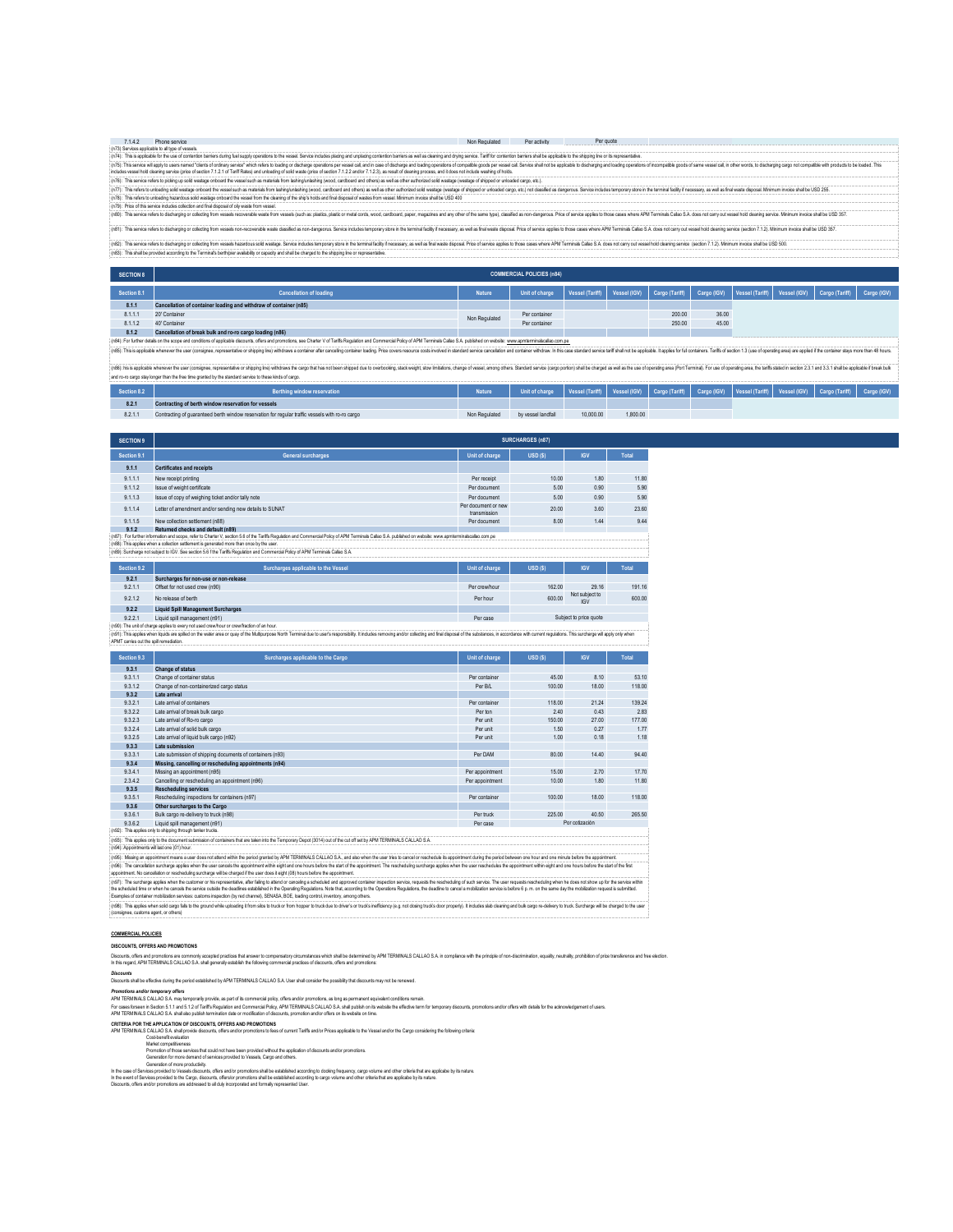| 7.1.4.2 | Phone service | Non Regulated | Per activity | Per quote |
|---|---|---|---|---|

(n73) Services applicable to all types of vessels.

(n74): This is applicable for the use of contention barriers during fuel supply operations to the vessel. Service includes placing and unplacing contention barriers as well as cleaning and drying service. Tariff for contention barriers shall be applicable to the shipping line or its representative.

(n75): This service will apply to users named "clients of ordinary service" which refers to loading or discharge operations per vessel call, and in case of discharge and loading operations of compatible goods per vessel call. Service shall not be applicable to discharging and loading operations of incompatible goods of same vessel call, in other words, to discharging cargo not compatible with products to be loaded. This includes vessel hold cleaning service (price of section 7.1.2.1 of Tariff Rates) and unloading of solid waste (price of section 7.1.2.2 and/or 7.1.2.3), as result of cleaning process, and it does not include washing of holds.

(n76): This service refers to picking up solid wastage onboard the vessel such as materials from lashing/unlashing (wood, cardboard and others) as well as other authorized solid wastage (wastage of shipped or unloaded cargo, etc.).

(n77): This refers to unloading solid wastage onboard the vessel such as materials from lashing/unlashing (wood, cardboard and others) as well as other authorized solid wastage (wastage of shipped or unloaded cargo, etc.) not classified as dangerous. Service includes temporary store in the terminal facility if necessary, as well as final waste disposal. Minimum invoice shall be USD 255.

(n78): This refers to unloading hazardous solid wastage onboard the vessel from the cleaning of the ship's holds and final disposal of wastes from vessel. Minimum invoice shall be USD 400

(n79): Price of this service includes collection and final disposal of oily waste from vessel.

(n80): This service refers to discharging or collecting from vessels recoverable waste from vessels (such as: plastics, plastic or metal cords, wood, cardboard, paper, magazines and any other of the same type), classified as non-dangerous. Price of service applies to those cases where APM Terminals Callao S.A. does not carry out vessel hold cleaning service. Minimum invoice shall be USD 357.

(n81): This service refers to discharging or collecting from vessels non-recoverable waste classified as non-dangerous. Service includes temporary store in the terminal facility if necessary, as well as final waste disposal. Price of service applies to those cases where APM Terminals Callao S.A. does not carry out vessel hold cleaning service (section 7.1.2). Minimum invoice shall be USD 357.

(n82): This service refers to discharging or collecting from vessels hazardous solid wastage. Service includes temporary store in the terminal facility if necessary, as well as final waste disposal. Price of service applies to those cases where APM Terminals Callao S.A. does not carry out vessel hold cleaning service (section 7.1.2). Minimum invoice shall be USD 500.

(n83): This shall be provided according to the Terminal's berth/pier availability or capacity and shall be charged to the shipping line or representative.

| SECTION 8 | COMMERCIAL POLICIES (n84) | | | | | | | | | | | |
|---|---|---|---|---|---|---|---|---|---|---|---|---|
| Section 8.1 | Cancellation of loading | Nature | Unit of charge | Vessel (Tariff) | Vessel (IGV) | Cargo (Tariff) | Cargo (IGV) | Vessel (Tariff) | Vessel (IGV) | Cargo (Tariff) | Cargo (IGV) |
| 8.1.1 | **Cancellation of container loading and withdraw of container (n85)** | | | | | | | | | | |
| 8.1.1.1 | 20' Container | Non Regulated | Per container | | | 200.00 | 36.00 | | | | |
| 8.1.1.2 | 40' Container | | Per container | | | 250.00 | 45.00 | | | | |
| 8.1.2 | **Cancellation of break bulk and ro-ro cargo loading (n86)** | | | | | | | | | | |

(n84): For further details on the scope and conditions of applicable discounts, offers and promotions, see Charter V of Tariffs Regulation and Commercial Policy of APM Terminals Callao S.A. published on website: www.apmterminalscallao.com.pe

(n85): This is applicable whenever the user (consignee, representative or shipping line) withdraws a container after cancelling container loading. Price covers resource costs involved in standard service cancellation and container withdraw. In this case standard service tariff shall not be applicable. It applies for full containers. Tariffs of section 1.3 (use of operating area) are applied if the container stays more than 48 hours.

(n86): his is applicable whenever the user (consignee, representative or shipping line) withdraws the cargo that has not been shipped due to overbooking, stack weight, stow limitations, change of vessel, among others. Standard service (cargo portion) shall be charged as well as the use of operating area (Port Terminal). For use of operating area, the tariffs stated in section 2.3.1 and 3.3.1 shall be applicable if break bulk and ro-ro cargo stay longer than the free time granted by the standard service to these kinds of cargo.

| Section 8.2 | Berthing window reservation | Nature | Unit of charge | Vessel (Tariff) | Vessel (IGV) | Cargo (Tariff) | Cargo (IGV) | Vessel (Tariff) | Vessel (IGV) | Cargo (Tariff) | Cargo (IGV) |
|---|---|---|---|---|---|---|---|---|---|---|---|
| 8.2.1 | **Contracting of berth window reservation for vessels** | | | | | | | | | | |
| 8.2.1.1 | Contracting of guaranteed berth window reservation for regular traffic vessels with ro-ro cargo | Non Regulated | by vessel landfall | 10,000.00 | 1,800.00 | | | | | | |

| SECTION 9 | SURCHARGES (n87) | | | | |
|---|---|---|---|---|---|
| Section 9.1 | General surcharges | Unit of charge | USD ($) | IGV | Total |
| 9.1.1 | **Certificates and receipts** | | | | |
| 9.1.1.1 | New receipt printing | Per receipt | 10.00 | 1.80 | 11.80 |
| 9.1.1.2 | Issue of weight certificate | Per document | 5.00 | 0.90 | 5.90 |
| 9.1.1.3 | Issue of copy of weighing ticket and/or tally note | Per document | 5.00 | 0.90 | 5.90 |
| 9.1.1.4 | Letter of amendment and/or sending new details to SUNAT | Per document or new transmission | 20.00 | 3.60 | 23.60 |
| 9.1.1.5 | New collection settlement (n88) | Per document | 8.00 | 1.44 | 9.44 |
| 9.1.2 | **Returned checks and default (n89)** | | | | |

(n87): For further information and scope, refer to Charter V, section 5.6 of the Tariffs Regulation and Commercial Policy of APM Terminals Callao S.A. published on website: www.apmterminalscallao.com.pe

(n88): This applies when a collection settlement is generated more than once by the user.

(n89): Surcharge not subject to IGV. See section 5.6.1 the Tariffs Regulation and Commercial Policy of APM Terminals Callao S.A.

| Section 9.2 | Surcharges applicable to the Vessel | Unit of charge | USD ($) | IGV | Total |
|---|---|---|---|---|---|
| 9.2.1 | **Surcharges for non-use or non-release** | | | | |
| 9.2.1.1 | Offset for not used crew (n90) | Per crew/hour | 162.00 | 29.16 | 191.16 |
| 9.2.1.2 | No release of berth | Per hour | 600.00 | Not subject to IGV | 600.00 |
| 9.2.2 | **Liquid Spill Management Surcharges** | | | | |
| 9.2.2.1 | Liquid spill management (n91) | Per case | | Subject to price quote | |

(n90): The unit of charge applies to every not used crew/hour or crew/fraction of an hour.

(n91): This applies when liquids are spilled on the water area or quay of the Multipurpose North Terminal due to user's responsibility. It includes removing and/or collecting and final disposal of the substances, in accordance with current regulations. This surcharge will apply only when APMT carries out the spill remediation.

| Section 9.3 | Surcharges applicable to the Cargo | Unit of charge | USD ($) | IGV | Total |
|---|---|---|---|---|---|
| 9.3.1 | **Change of status** | | | | |
| 9.3.1.1 | Change of container status | Per container | 45.00 | 8.10 | 53.10 |
| 9.3.1.2 | Change of non-containerized cargo status | Per B/L | 100.00 | 18.00 | 118.00 |
| 9.3.2 | **Late arrival** | | | | |
| 9.3.2.1 | Late arrival of containers | Per container | 118.00 | 21.24 | 139.24 |
| 9.3.2.2 | Late arrival of break bulk cargo | Per ton | 2.40 | 0.43 | 2.83 |
| 9.3.2.3 | Late arrival of Ro-ro cargo | Per unit | 150.00 | 27.00 | 177.00 |
| 9.3.2.4 | Late arrival of solid bulk cargo | Per unit | 1.50 | 0.27 | 1.77 |
| 9.3.2.5 | Late arrival of liquid bulk cargo (n92) | Per unit | 1.00 | 0.18 | 1.18 |
| 9.3.3 | **Late submission** | | | | |
| 9.3.3.1 | Late submission of shipping documents of containers (n93) | Per DAM | 80.00 | 14.40 | 94.40 |
| 9.3.4 | **Missing, cancelling or rescheduling appointments (n94)** | | | | |
| 9.3.4.1 | Missing an appointment (n95) | Per appointment | 15.00 | 2.70 | 17.70 |
| 2.3.4.2 | Cancelling or rescheduling an appointment (n96) | Per appointment | 10.00 | 1.80 | 11.80 |
| 9.3.5 | **Rescheduling services** | | | | |
| 9.3.5.1 | Rescheduling inspections for containers (n97) | Per container | 100.00 | 18.00 | 118.00 |
| 9.3.6 | **Other surcharges to the Cargo** | | | | |
| 9.3.6.1 | Bulk cargo re-delivery to truck (n98) | Per truck | 225.00 | 40.50 | 265.50 |
| 9.3.6.2 | Liquid spill management (n91) | Per case | | Por cotización | |

(n92): This applies only to shipping through tanker trucks.

(n93): This applies only to the document submission of containers that are taken into the Temporary Depot (3014) out of the cut off set by APM TERMINALS CALLAO S.A.

(n94): Appointments will last one (01) hour.

(n95): Missing an appointment means a user does not attend within the period granted by APM TERMINALS CALLAO S.A., and also when the user tries to cancel or reschedule its appointment during the period between one hour and one minute before the appointment.

(n96): The cancellation surcharge applies when the user cancels the appointment within eight and one hours before the start of the appointment. The rescheduling surcharge applies when the user reschedules the appointment within eight and one hours before the start of the first appointment. No cancellation or rescheduling surcharge will be charged if the user does it eight (08) hours before the appointment.

(n97): The surcharge applies when the customer or its representative, after failing to attend or canceling a scheduled and approved container inspection service, requests the rescheduling of such service. The user requests rescheduling when he does not show up for the service within the scheduled time or when he cancels the service outside the deadlines established in the Operating Regulations. Note that, according to the Operations Regulations, the deadline to cancel a mobilization service is before 6 p. m. on the same day the mobilization request is submitted. Examples of container mobilization services: customs inspection (by red channel), SENASA, BOE, loading control, inventory, among others.

(n98): This applies when solid cargo falls to the ground while uploading it from silos to truck or from hopper to truck due to driver's or truck's inefficiency (e.g. not closing truck's door properly). It includes slab cleaning and bulk cargo re-delivery to truck. Surcharge will be charged to the user (consignee, customs agent, or others)

**COMMERCIAL POLICIES**

**DISCOUNTS, OFFERS AND PROMOTIONS**

Discounts, offers and promotions are commonly accepted practices that answer to compensatory circumstances which shall be determined by APM TERMINALS CALLAO S.A. in compliance with the principle of non-discrimination, equality, neutrality, prohibition of price transferences and free election.
In this regard, APM TERMINALS CALLAO S.A. shall generally establish the following commercial practices of discounts, offers and promotions.

***Discounts***
Discounts shall be effective during the period established by APM TERMINALS CALLAO S.A. User shall consider the possibility that discounts may not be renewed.

***Promotions and/or temporary offers***
APM TERMINALS CALLAO S.A. may temporarily provide, as part of its commercial policy, offers and/or promotions, as long as permanent equivalent conditions remain.
For cases foreseen in Section 5.1.1 and 5.1.2 of Tariffs Regulation and Commercial Policy, APM TERMINALS CALLAO S.A. shall publish on its website the effective term for temporary discounts, promotions and/or offers with details for the acknowledgement of users.
APM TERMINALS CALLAO S.A. shall also publish termination date or modification of discounts, promotion and/or offers on its website on time.

**CRITERIA FOR THE APPLICATION OF DISCOUNTS, OFFERS AND PROMOTIONS**
APM TERMINALS CALLAO S.A. shall provide discounts, offers and/or promotions to fees of current Tariffs and/or Prices applicable to the Vessel and/or the Cargo considering the following criteria:
- Cost-benefit evaluation
- Market competitiveness
- Promotion of those services that could not have been provided without the application of discounts and/or promotions.
- Generation for more demand of services provided to Vessels, Cargo and others.
- Generation of more productivity.

In the case of Services provided to Vessels discounts, offers and/or promotions shall be established according to docking frequency, cargo volume and other criteria that are applicable by its nature.
In the event of Services provided to the Cargo, discounts, offers/or promotions shall be established according to cargo volume and other criteria that are applicable by its nature.
Discounts, offers and/or promotions are addressed to all duly incorporated and formally represented User.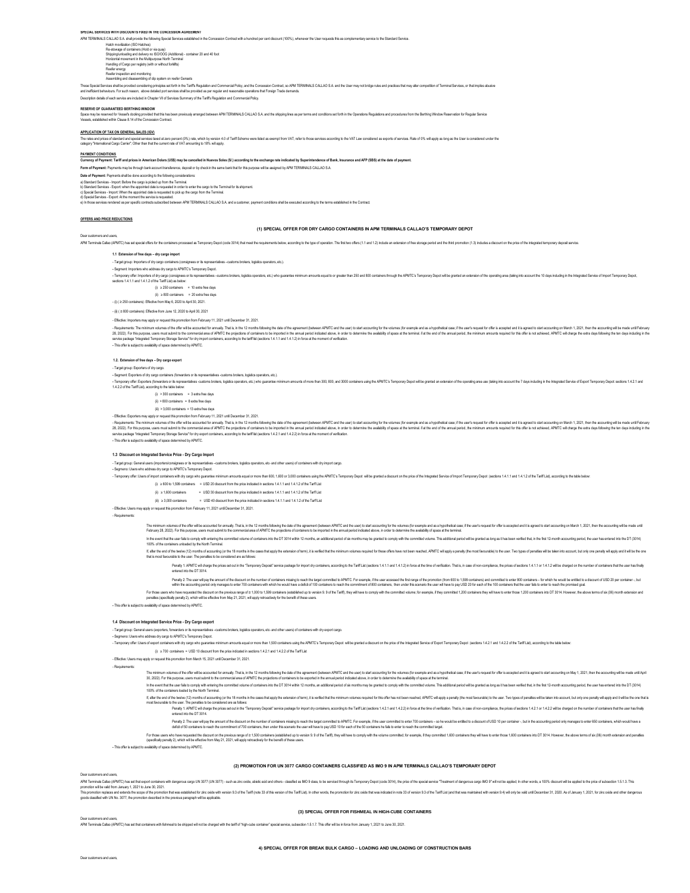**SPECIAL SERVICES WITH DISCOUNTS FIXED IN THE CONCESSION AGREEMENT**

APM TERMINALS CALLAO S.A. shall provide the following Special Services established in the Concession Contract with a hundred per cent discount (100%), whenever the User requests this as complementary service to the Standard Service.

- Hatch movilization (ISO Hatches)
- Re-stowage of containers (Hold or via quay)
- Shipping/unloading and delivery no ISO/OOG (Additional) - container 20 and 40 foot
- Horizontal movement in the Multipurpose North Terminal
- Handling of Cargo per registry (with or without forklifts)
- Reefer energy
- Reefer inspection and monitoring
- Assembling and disassembling of clip system on reefer Gensets

These Special Services shall be provided considering principles set forth in the Tariff's Regulation and Commercial Policy, and the Concession Contract, so APM TERMINALS CALLAO S.A. and the User may not bridge rules and practices that may alter competition of Terminal Services, or that implies abusive and inefficient behaviours. For such reason, above detailed port services shall be provided as per regular and reasonable operations that Foreign Trade demands.

Description details of each service are included in Chapter VII of Services Summary of the Tariff's Regulation and Commercial Policy.

**RESERVE OF GUARANTEED BERTHING WINDOW**

Space may be reserved for Vessel's docking provided that this has been previously arranged between APM TERMINALS CALLAO S.A. and the shipping lines as per terms and conditions set forth in the Operations Regulations and procedures from the Berthing Window Reservation for Regular Service Vessels, established within Clause 8.14 of the Concession Contract.

**APPLICATION OF TAX ON GENERAL SALES (IGV)**

The rates and prices of standard and special services taxed at zero percent (0%) rate, which by version 4.0 of Tariff Scheme were listed as exempt from VAT, refer to those services according to the VAT Law considered as exports of services. Rate of 0% will apply as long as the User is considered under the category "International Cargo Carrier". Other than that the current rate of VAT amounting to 18% will apply.

**PAYMENT CONDITIONS**

**Currency of Payment: Tariff and prices in American Dolars (US$) may be cancelled in Nuevos Soles (S/.) according to the exchange rate indicated by Superintendence of Bank, Insurance and AFP (SBS) at the date of payment.**

**Form of Payment:** Payments may be through bank account transference, deposit or by check in the same bank that for this purpose will be assigned by APM TERMINALS CALLAO S.A.

**Date of Payment:** Payments shall be done according to the following considerations:

a) Standard Services - Import: Before the cargo is picked up from the Terminal.
b) Standard Services - Export: when the appointed date is requested in order to enter the cargo to the Terminal for its shipment.
c) Special Services - Import: When the appointed date is requested to pick up the cargo from the Terminal.
d) Special Services - Export: At the moment the service is requested.
e) In those services rendered as per specific contracts subscribed between APM TERMINALS CALLAO S.A. and a customer, payment conditions shall be executed according to the terms established in the Contract.

**OFFERS AND PRICE REDUCTIONS**

### (1) SPECIAL OFFER FOR DRY CARGO CONTAINERS IN APM TERMINALS CALLAO'S TEMPORARY DEPOT

Dear customers and users,

APM Terminals Callao (APMTC) has set special offers for the containers processed as Temporary Depot (code 3014) that meet the requirements below, according to the type of operation. The first two offers (1.1 and 1.2) include an extension of free storage period and the third promotion (1.3) includes a discount on the price of the integrated temporary deposit service.

**1.1 Extension of free days – dry cargo import**

- Target group: Importers of dry cargo containers (consignees or its representatives –customs brokers, logistics operators, etc.).

- Segment: Importers who address dry cargo to APMTC's Temporary Depot.

- Temporary offer: Importers of dry cargo (consignees or its representatives –customs brokers, logistics operators, etc) who guarantee minimum amounts equal to or greater than 250 and 800 containers through the APMTC's Temporary Depot will be granted an extension of the operating area (taking into account the 10 days including in the Integrated Service of Import Temporary Depot, sections 1.4.1.1 and 1.4.1.2 of the Tariff List) as below:

(i) ≥ 250 containers = 10 extra free days

(ii) ≥ 800 containers = 20 extra free days

- (i) ( ≥ 250 containers): Effective from May 6, 2020 to April 30, 2021.

- (ii) ( ≥ 800 containers): Effective from June 12, 2020 to April 30, 2021

- Effective: Importers may apply or request this promotion from February 11, 2021 until December 31, 2021.

- Requirements: The minimum volumes of the offer will be accounted for annually. That is, in the 12 months following the date of the agreement (between APMTC and the user) to start accounting for the volumes (for example and as a hypothetical case; if the user's request for offer is accepted and it is agreed to start accounting on March 1, 2021, then the accounting will be made until February 28, 2022). For this purpose, users must submit to the commercial area of APMTC the projections of containers to be imported in the annual period indicated above, in order to determine the availability of space at the terminal. If at the end of the annual period, the minimum amounts required for this offer is not achieved, APMTC will charge the extra days following the ten days including in the service package "Integrated Temporary Storage Service" for dry import containers, according to the tariff list (sections 1.4.1.1 and 1.4.1.2) in force at the moment of verification.

- This offer is subject to availability of space determined by APMTC.

**1.2. Extension of free days – Dry cargo export**

- Target group: Exporters of dry cargo.

- Segment: Exporters of dry cargo containers (forwarders or its representatives -customs brokers, logistics operators, etc.).

- Temporary offer: Exporters (forwarders or its representatives -customs brokers, logistics operators, etc.) who guarantee minimum amounts of more than 300, 800, and 3000 containers using the APMTC's Temporary Depot will be granted an extension of the operating area use (taking into account the 7 days including in the Integrated Service of Export Temporary Depot: sections 1.4.2.1 and 1.4.2.2 of the Tariff List), according to the table below:

(i) > 300 containers = 3 extra free days

(ii) > 800 containers = 8 extra free days

(iii) > 3,000 containers = 15 extra free days

- Effective: Exporters may apply or request this promotion from February 11, 2021 until December 31, 2021.

- Requirements: The minimum volumes of the offer will be accounted for annually. That is, in the 12 months following the date of the agreement (between APMTC and the user) to start accounting for the volumes (for example and as a hypothetical case; if the user's request for offer is accepted and it is agreed to start accounting on March 1, 2021, then the accounting will be made until February 28, 2022). For this purpose, users must submit to the commercial area of APMTC the projections of containers to be imported in the annual period indicated above, in order to determine the availability of space at the terminal. If at the end of the annual period, the minimum amounts required for this offer is not achieved, APMTC will charge the extra days following the ten days including in the service package "Integrated Temporary Storage Service" for dry export containers, according to the tariff list (sections 1.4.2.1 and 1.4.2.2) in force at the moment of verification.

- This offer is subject to availability of space determined by APMTC.

**1.3 Discount on Integrated Service Price - Dry Cargo Import**

- Target group: General users (importers/consignees or its representatives –customs brokers, logistics operators, etc- and other users) of containers with dry import cargo.

- Segmeno: Users who address dry cargo to APMTC's Temporary Depot.

- Temporary offer: Users of import containers with dry cargo who guarantee minimum amounts equal or more than 600, 1,600 or 3,000 containers using the APMTC's Temporary Depot will be granted a discount on the price of the Integrated Service of Import Temporary Depot (sections 1.4.1.1 and 1.4.1.2 of the Tariff List), according to the table below:

(i) ≥ 600 to 1,599 containers = USD 20 discount from the price indicated in sections 1.4.1.1 and 1.4.1.2 of the Tariff List

(ii) ≥ 1,600 containers = USD 30 discount from the price indicated in sections 1.4.1.1 and 1.4.1.2 of the Tariff List

(iii) ≥ 3,000 containers = USD 40 discount from the price indicated in sections 1.4.1.1 and 1.4.1.2 of the Tariff List

- Effective: Users may apply or request this promotion from February 11, 2021 until December 31, 2021.

- Requirements:

The minimum volumes of the offer will be accounted for annually. That is, in the 12 months following the date of the agreement (between APMTC and the user) to start accounting for the volumes (for example and as a hypothetical case; if the user's request for offer is accepted and it is agreed to start accounting on March 1, 2021, then the accounting will be made until February 28, 2022). For this purpose, users must submit to the commercial area of APMTC the projections of containers to be imported in the annual period indicated above, in order to determine the availability of space at the terminal.

In the event that the user fails to comply with entering the committed volume of containers into the DT 3014 within 12 months, an additional period of six months may be granted to comply with the committed volume. This additional period will be granted as long as it has been verified that, in the first 12-month accounting period, the user has entered into the DT (3014) 100% of the containers unloaded by the North Terminal.

If, after the end of the twelve (12) months of accounting (or the 18 months in the cases that apply the extension of term), it is verified that the minimum volumes required for these offers have not been reached, APMTC will apply a penalty (the most favourable) to the user. Two types of penalties will be taken into account, but only one penalty will apply and it will be the one that is most favourable to the user. The penalties to be considered are as follows:

Penalty 1: APMTC will charge the prices set out in the "Temporary Deposit" service package for import dry containers, according to the Tariff List (sections 1.4.1.1 and 1.4.1.2) in force at the time of verification. That is, in case of non-compliance, the prices of sections 1.4.1.1 or 1.4.1.2 will be charged on the number of containers that the user has finally entered into the DT 3014.

Penalty 2: The user will pay the amount of the discount on the number of containers missing to reach the target committed to APMTC. For example, if the user accessed the first range of the promotion (from 600 to 1,599 containers) and committed to enter 800 containers – for which he would be entitled to a discount of USD 20 per container -, but within the accounting period only manages to enter 700 containers with which he would have a deficit of 100 containers to reach the commitment of 800 containers, then under this scenario the user will have to pay USD 20 for each of the 100 containers that the user fails to enter to reach the promised goal.

For those users who have requested the discount on the previous range of ≥ 1,000 to 1,599 containers (established up to version 9. 9 of the Tariff), they will have to comply with the committed volume; for example, if they committed 1,200 containers they will have to enter those 1,200 containers into DT 3014. However, the above terms of six (06) month extension and penalties (specifically penalty 2), which will be effective from May 21, 2021, will apply retroactively for the benefit of these users.

- This offer is subject to availability of space determined by APMTC.

**1.4 Discount on Integrated Service Price - Dry Cargo export**

- Target group: General users (exporters, forwarders or its representatives –customs brokers, logistics operators, etc- and other users) of containers with dry export cargo.

- Segmeno: Users who address dry cargo to APMTC's Temporary Depot.

- Temporary offer: Users of export containers with dry cargo who guarantee minimum amounts equal or more than 1,500 containers using the APMTC's Temporary Depot will be granted a discount on the price of the Integrated Service of Export Temporary Depot (sections 1.4.2.1 and 1.4.2.2 of the Tariff List), according to the table below:

(i) ≥ 700 containers = USD 10 discount from the price indicated in sections 1.4.2.1 and 1.4.2.2 of the Tariff List

- Effective: Users may apply or request this promotion from March 15, 2021 until December 31, 2021.

- Requirements:

The minimum volumes of the offer will be accounted for annually. That is, in the 12 months following the date of the agreement (between APMTC and the user) to start accounting for the volumes (for example and as a hypothetical case; if the user's request for offer is accepted and it is agreed to start accounting on May 1, 2021, then the accounting will be made until April 30, 2022). For this purpose, users must submit to the commercial area of APMTC the projections of containers to be exported in the annual period indicated above, in order to determine the availability of space at the terminal.

In the event that the user fails to comply with entering the committed volume of containers into the DT 3014 within 12 months, an additional period of six months may be granted to comply with the committed volume. This additional period will be granted as long as it has been verified that, in the first 12-month accounting period, the user has entered into the DT (3014) 100% of the containers loaded by the North Terminal.

If, after the end of the twelve (12) months of accounting (or the 18 months in the cases that apply the extension of term), it is verified that the minimum volumes required for this offer has not been reached, APMTC will apply a penalty (the most favourable) to the user. Two types of penalties will be taken into account, but only one penalty will apply and it will be the one that is most favourable to the user. The penalties to be considered are as follows:

Penalty 1: APMTC will charge the prices set out in the "Temporary Deposit" service package for import dry containers, according to the Tariff List (sections 1.4.2.1 and 1.4.2.2) in force at the time of verification. That is, in case of non-compliance, the prices of sections 1.4.2.1 or 1.4.2.2 will be charged on the number of containers that the user has finally entered into the DT 3014.

Penalty 2: The user will pay the amount of the discount on the number of containers missing to reach the target committed to APMTC. For example, if the user committed to enter 700 containers – so he would be entitled to a discount of USD 10 per container -, but in the accounting period only manages to enter 650 containers, which would have a deficit of 50 containers to reach the commitment of 700 containers, then under this scenario the user will have to pay USD 10 for each of the 50 containers he fails to enter to reach the committed target.

For those users who have requested the discount on the previous range of ≥ 1,500 containers (established up to version 9. 9 of the Tariff), they will have to comply with the volume committed; for example, if they committed 1,600 containers they will have to enter those 1,600 containers into DT 3014. However, the above terms of six (06) month extension and penalties (specifically penalty 2), which will be effective from May 21, 2021, will apply retroactively for the benefit of these users.

- This offer is subject to availability of space determined by APMTC.

### (2) PROMOTION FOR UN 3077 CARGO CONTAINERS CLASSIFIED AS IMO 9 IN APM TERMINALS CALLAO'S TEMPORARY DEPOT

Dear customers and users,

APM Terminals Callao (APMTC) has set that export containers with dangerous cargo UN 3077 (UN 3077) - such as zinc oxide, abietic acid and others - classified as IMO 9 class, to be serviced through its Temporary Depot (code 3014), the price of the special service "Treatment of dangerous cargo IMO 9" will not be applied. In other words, a 100% discount will be applied to the price of subsection 1.5.1.3. This promotion will be valid from January 1, 2021 to June 30, 2021.

This promotion replaces and extends the scope of the promotion that was established for zinc oxide with version 9.3 of the Tariff (note 33 of this version of the Tariff List). In other words, the promotion for zinc oxide that was indicated in note 33 of version 9.3 of the Tariff List (and that was maintained with version 9.4) will only be valid until December 31, 2020. As of January 1, 2021, for zinc oxide and other dangerous goods classified with UN No. 3077, the promotion described in the previous paragraph will be applicable.

### (3) SPECIAL OFFER FOR FISHMEAL IN HIGH-CUBE CONTAINERS

Dear customers and users,

APM Terminals Callao (APMTC) has set that containers with fishmeal to be shipped will not be charged with the tariff of "high-cube container" special service, subsection 1.5.1.7. This offer will be in force from January 1, 2021 to June 30, 2021.

### 4) SPECIAL OFFER FOR BREAK BULK CARGO – LOADING AND UNLOADING OF CONSTRUCTION BARS

Dear customers and users,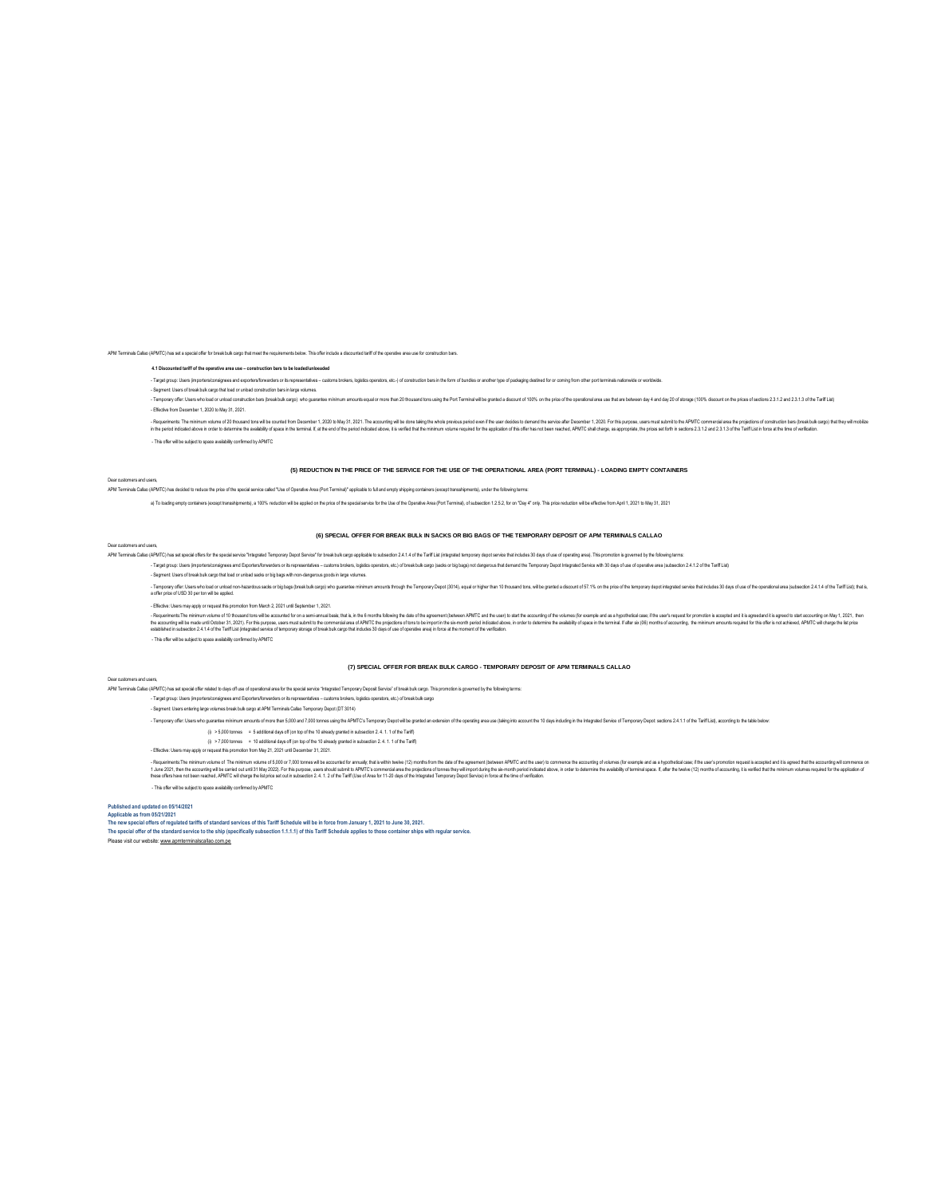APM Terminals Callao (APMTC) has set a special offer for break bulk cargo that meet the requirements below. This offer include a discounted tariff of the operative area use for construction bars.

**4.1 Discounted tariff of the operative area use – construction bars to be loaded/unloaded**

- Target group: Users (importers/consignees and exporters/forwarders or its representatives – customs brokers, logistics operators, etc.-) of construction bars in the form of bundles or another type of packaging destined for or coming from other port terminals nationwide or worldwide.
- Segment: Users of break bulk cargo that load or unload construction bars in large volumes.
- Temporary offer: Users who load or unload construction bars (break bulk cargo) who guarantee minimum amounts equal or more than 20 thousand tons using the Port Terminal will be granted a discount of 100% on the price of the operational area use that are between day 4 and day 20 of storage (100% discount on the prices of sections 2.3.1.2 and 2.3.1.3 of the Tariff List)
- Effective from December 1, 2020 to May 31, 2021.
- Requirements: The minimum volume of 20 thousand tons will be counted from December 1, 2020 to May 31, 2021. The accounting will be done taking the whole previous period even if the user decides to demand the service after December 1, 2020. For this purpose, users must submit to the APMTC commercial area the projections of construction bars (break bulk cargo) that they will mobilize in the period indicated above in order to determine the availability of space in the terminal. If, at the end of the period indicated above, it is verified that the minimum volume required for the application of this offer has not been reached, APMTC shall charge, as appropriate, the prices set forth in sections 2.3.1.2 and 2.3.1.3 of the Tariff List in force at the time of verification.
- This offer will be subject to space availability confirmed by APMTC

## (5) REDUCTION IN THE PRICE OF THE SERVICE FOR THE USE OF THE OPERATIONAL AREA (PORT TERMINAL) - LOADING EMPTY CONTAINERS

Dear customers and users,

APM Terminals Callao (APMTC) has decided to reduce the price of the special service called "Use of Operative Area (Port Terminal)" applicable to full and empty shipping containers (except transshipments), under the following terms:

a) To loading empty containers (except transhipments), a 100% reduction will be applied on the price of the special service for the Use of the Operative Area (Port Terminal), of subsection 1.2.5.2, for on "Day 4" only. This price reduction will be effective from April 1, 2021 to May 31, 2021

## (6) SPECIAL OFFER FOR BREAK BULk IN SACKS OR BIG BAGS OF THE TEMPORARY DEPOSIT OF APM TERMINALS CALLAO

Dear customers and users,

APM Terminals Callao (APMTC) has set special offers for the special service "Integrated Temporary Depot Service" for break bulk cargo applicable to subsection 2.4.1.4 of the Tariff List (integrated temporary depot service that includes 30 days of use of operating area). This promotion is governed by the following terms:

- Target group: Users (importers/consignees and Exporters/forwarders or its representatives – customs brokers, logistics operators, etc.) of break bulk cargo (sacks or big bags) not dangerous that demand the Temporary Depot Integrated Service with 30 days of use of operative area (subsection 2.4.1.2 of the Tariff List)
- Segment: Users of break bulk cargo that load or unload sacks or big bags with non-dangerous goods in large volumes.
- Temporary offer: Users who load or unload non-hazardous sacks or big bags (break bulk cargo) who guarantee minimum amounts through the Temporary Depot (3014), equal or higher than 10 thousand tons, will be granted a discount of 57.1% on the price of the temporary depot integrated service that includes 30 days of use of the operational area (subsection 2.4.1.4 of the Tariff List); that is, a offer price of USD 30 per ton will be applied.
- Effective: Users may apply or request this promotion from March 2, 2021 until September 1, 2021.
- Requirements:The minimum volume of 10 thousand tons will be accounted for on a semi-annual basis; that is, in the 6 months following the date of the agreement (between APMTC and the user) to start the accounting of the volumes (for example and as a hypothetical case; if the user's request for promotion is accepted and it is agreedand it is agreed to start accounting on May 1, 2021, then the accounting will be made until October 31, 2021). For this purpose, users must submit to the commercial area of APMTC the projections of tons to be import in the six-month period indicated above, in order to determine the availability of space in the terminal. If after six (06) months of accounting, the minimum amounts required for this offer is not achieved, APMTC will charge the list price established in subsection 2.4.1.4 of the Tariff List (integrated service of temporary storage of break bulk cargo that includes 30 days of use of operative area) in force at the moment of the verification.
- This offer will be subject to space availability confirmed by APMTC

## (7) SPECIAL OFFER FOR BREAK BULK CARGO - TEMPORARY DEPOSIT OF APM TERMINALS CALLAO

Dear customers and users,

APM Terminals Callao (APMTC) has set special offer related to days off use of operational area for the special service "Integrated Temporary Deposit Service" of break bulk cargo. This promotion is governed by the following terms:

- Target group: Users (importers/consignees and Exporters/forwarders or its representatives – customs brokers, logistics operators, etc.) of break bulk cargo
- Segment: Users entering large volumes break bulk cargo at APM Terminals Callao Temporary Depot (DT 3014)
- Temporary offer: Users who guarantee minimum amounts of more than 5,000 and 7,000 tonnes using the APMTC's Temporary Depot will be granted an extension of the operating area use (taking into account the 10 days including in the Integrated Service of Temporary Depot: sections 2.4.1.1 of the Tariff List), according to the table below:
  - (i) > 5,000 tonnes = 5 additional days off (on top of the 10 already granted in subsection 2. 4. 1. 1 of the Tariff)
  - (i) > 7,000 tonnes = 10 additional days off (on top of the 10 already granted in subsection 2. 4. 1. 1 of the Tariff)
- Effective: Users may apply or request this promotion from May 21, 2021 until December 31, 2021.
- Requirements:The minimum volume of The minimum volume of 5,000 or 7,000 tonnes will be accounted for annually, that is within twelve (12) months from the date of the agreement (between APMTC and the user) to commence the accounting of volumes (for example and as a hypothetical case; if the user's promotion request is accepted and it is agreed that the accounting will commence on 1 June 2021, then the accounting will be carried out until 31 May 2022). For this purpose, users should submit to APMTC's commercial area the projections of tonnes they will import during the six-month period indicated above, in order to determine the availability of terminal space. If, after the twelve (12) months of accounting, it is verified that the minimum volumes required for the application of these offers have not been reached, APMTC will charge the list price set out in subsection 2. 4. 1. 2 of the Tariff (Use of Area for 11-20 days of the Integrated Temporary Depot Service) in force at the time of verification.
- This offer will be subject to space availability confirmed by APMTC

**Published and updated on 05/14/2021**
**Applicable as from 05/21/2021**
**The new special offers of regulated tariffs of standard services of this Tariff Schedule will be in force from January 1, 2021 to June 30, 2021.**
**The special offer of the standard service to the ship (specifically subsection 1.1.1.1) of this Tariff Schedule applies to those container ships with regular service.**

Please visit our website: www.apmterminalscallao.com.pe